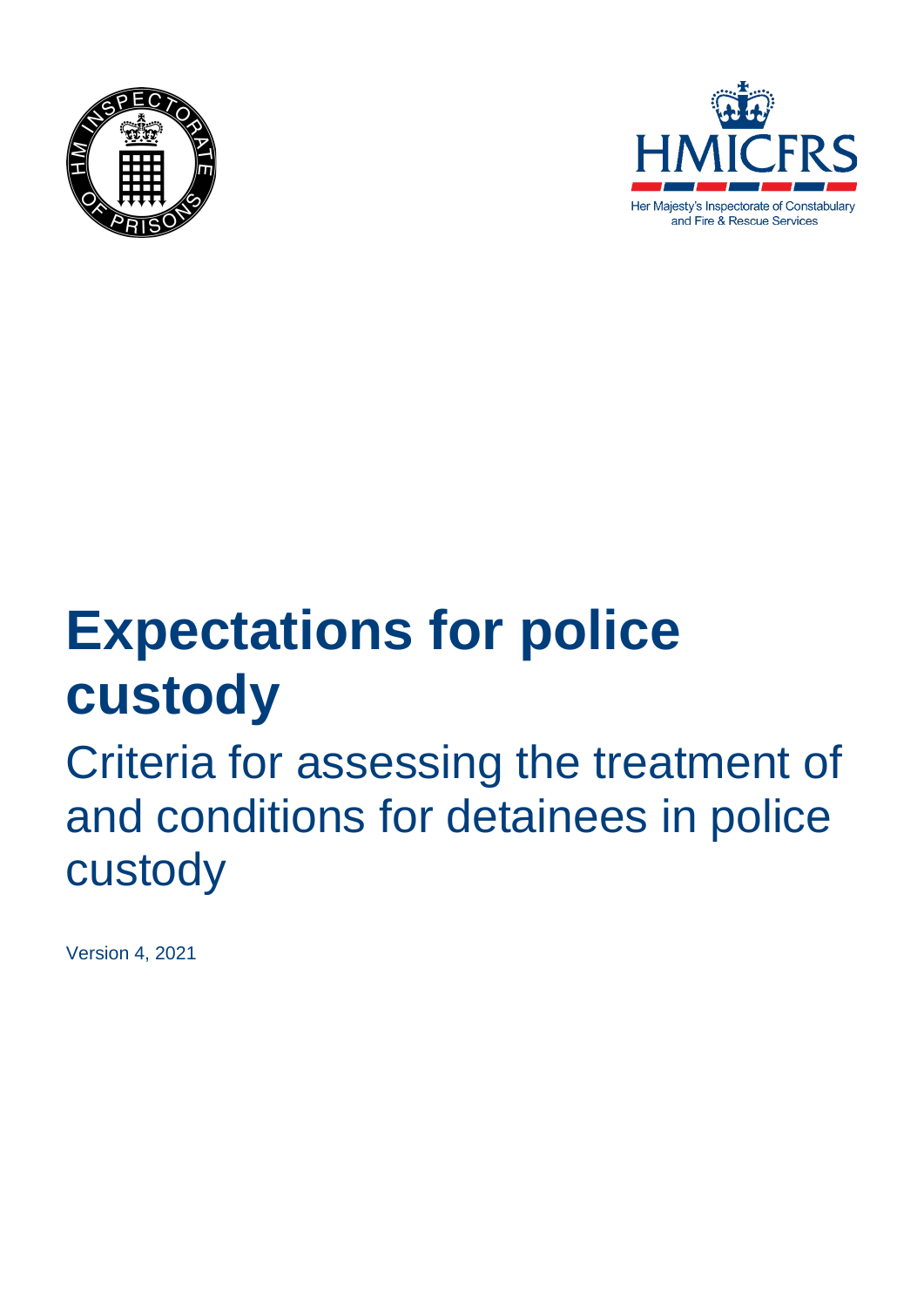# Expectations for police custody

## Criteria for assessing the treatment of and conditions for detainees in police custody

Version 4, 2021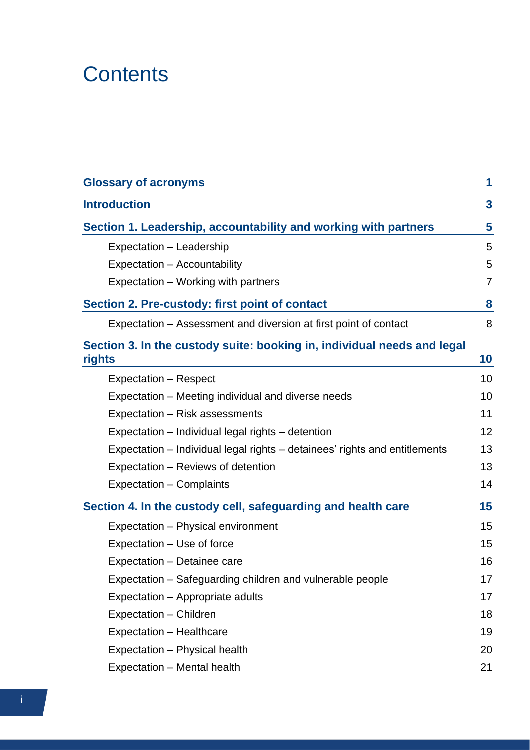# Contents

| | |
|---|---|
| **Glossary of acronyms** | **1** |
| **Introduction** | **3** |
| **Section 1. Leadership, accountability and working with partners** | **5** |
| Expectation – Leadership | 5 |
| Expectation – Accountability | 5 |
| Expectation – Working with partners | 7 |
| **Section 2. Pre-custody: first point of contact** | **8** |
| Expectation – Assessment and diversion at first point of contact | 8 |
| **Section 3. In the custody suite: booking in, individual needs and legal rights** | **10** |
| Expectation – Respect | 10 |
| Expectation – Meeting individual and diverse needs | 10 |
| Expectation – Risk assessments | 11 |
| Expectation – Individual legal rights – detention | 12 |
| Expectation – Individual legal rights – detainees' rights and entitlements | 13 |
| Expectation – Reviews of detention | 13 |
| Expectation – Complaints | 14 |
| **Section 4. In the custody cell, safeguarding and health care** | **15** |
| Expectation – Physical environment | 15 |
| Expectation – Use of force | 15 |
| Expectation – Detainee care | 16 |
| Expectation – Safeguarding children and vulnerable people | 17 |
| Expectation – Appropriate adults | 17 |
| Expectation – Children | 18 |
| Expectation – Healthcare | 19 |
| Expectation – Physical health | 20 |
| Expectation – Mental health | 21 |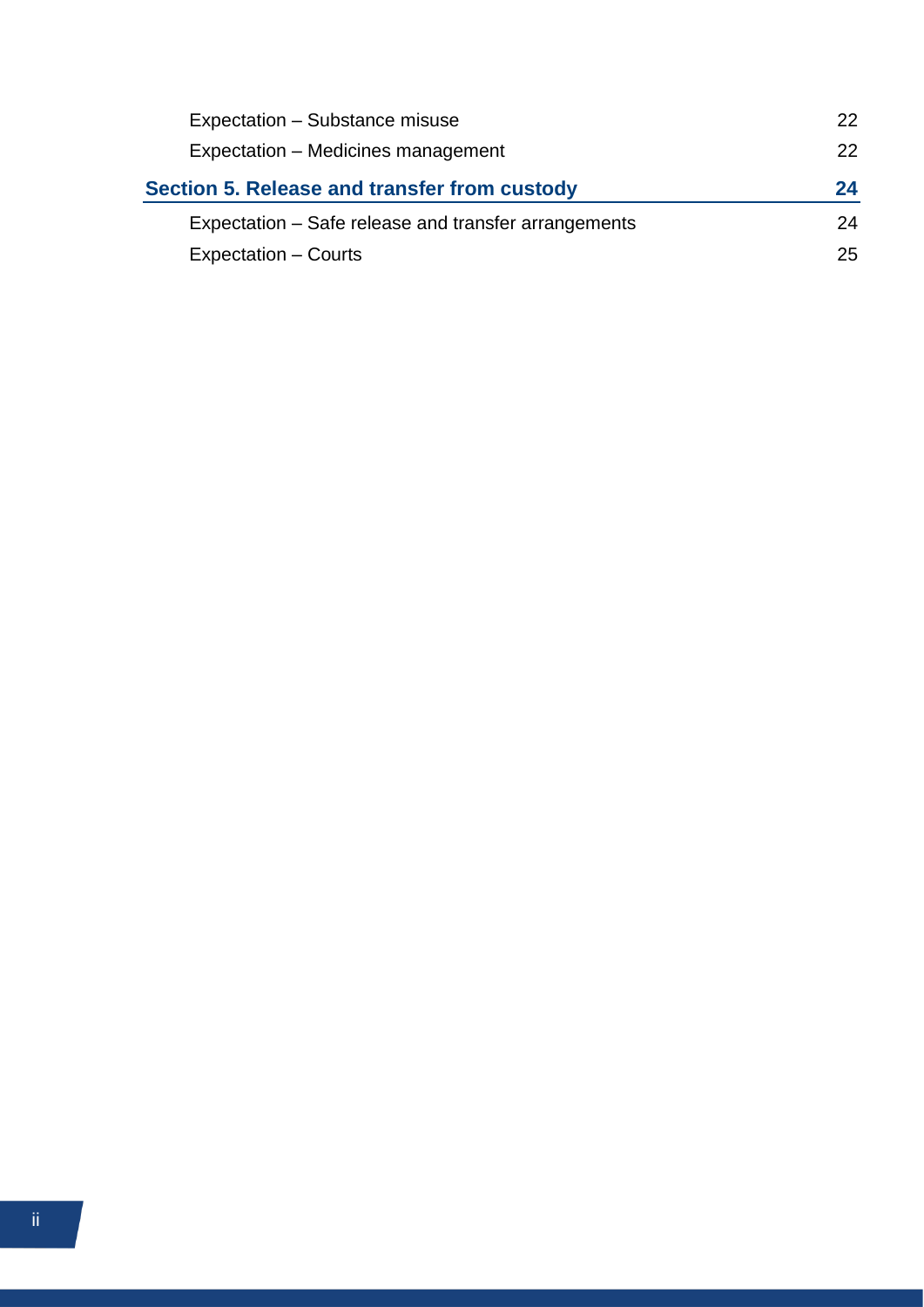| | |
|---|---|
| Expectation – Substance misuse | 22 |
| Expectation – Medicines management | 22 |
| **Section 5. Release and transfer from custody** | **24** |
| Expectation – Safe release and transfer arrangements | 24 |
| Expectation – Courts | 25 |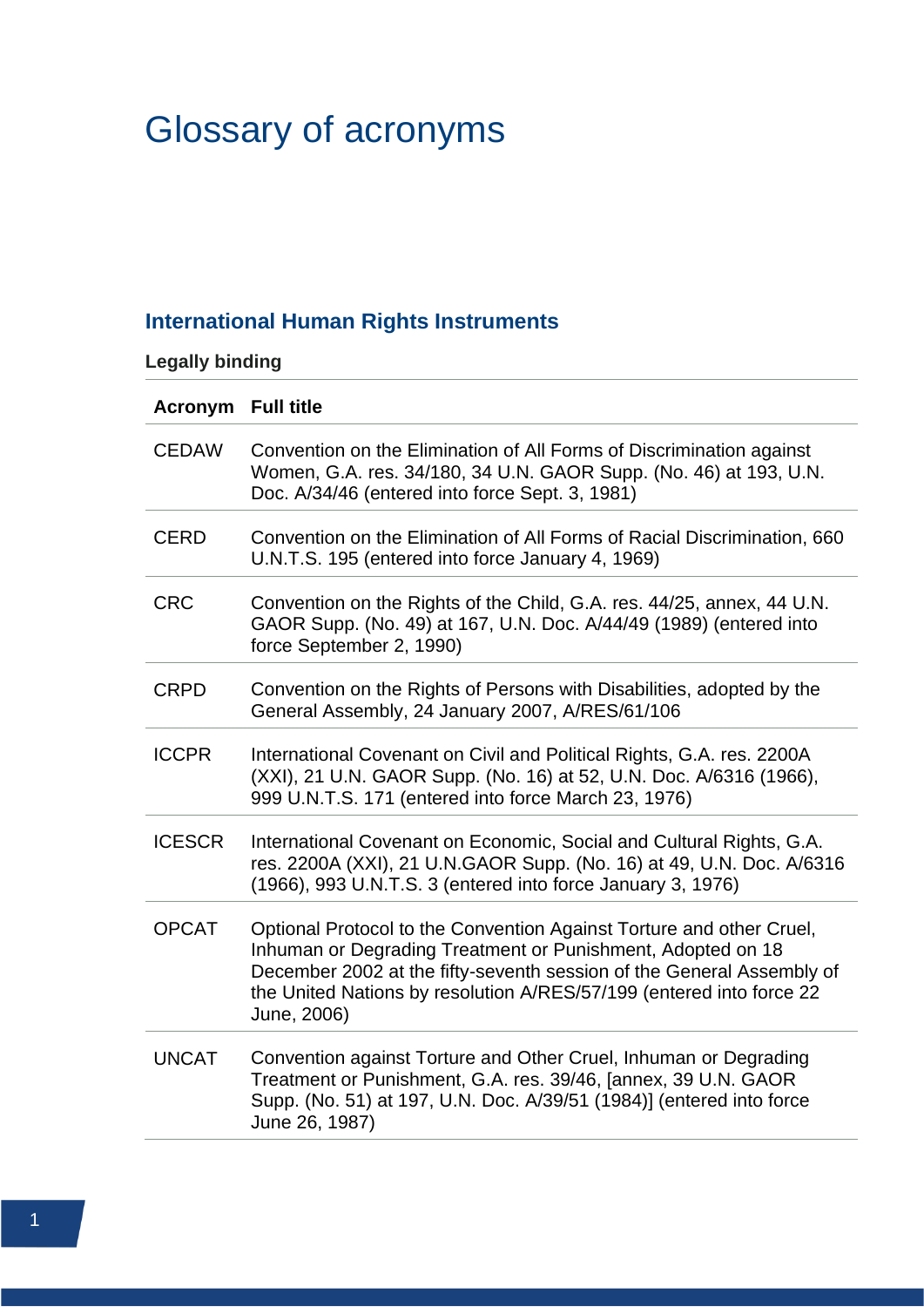# Glossary of acronyms

## International Human Rights Instruments

**Legally binding**

| Acronym | Full title |
|---|---|
| CEDAW | Convention on the Elimination of All Forms of Discrimination against Women, G.A. res. 34/180, 34 U.N. GAOR Supp. (No. 46) at 193, U.N. Doc. A/34/46 (entered into force Sept. 3, 1981) |
| CERD | Convention on the Elimination of All Forms of Racial Discrimination, 660 U.N.T.S. 195 (entered into force January 4, 1969) |
| CRC | Convention on the Rights of the Child, G.A. res. 44/25, annex, 44 U.N. GAOR Supp. (No. 49) at 167, U.N. Doc. A/44/49 (1989) (entered into force September 2, 1990) |
| CRPD | Convention on the Rights of Persons with Disabilities, adopted by the General Assembly, 24 January 2007, A/RES/61/106 |
| ICCPR | International Covenant on Civil and Political Rights, G.A. res. 2200A (XXI), 21 U.N. GAOR Supp. (No. 16) at 52, U.N. Doc. A/6316 (1966), 999 U.N.T.S. 171 (entered into force March 23, 1976) |
| ICESCR | International Covenant on Economic, Social and Cultural Rights, G.A. res. 2200A (XXI), 21 U.N.GAOR Supp. (No. 16) at 49, U.N. Doc. A/6316 (1966), 993 U.N.T.S. 3 (entered into force January 3, 1976) |
| OPCAT | Optional Protocol to the Convention Against Torture and other Cruel, Inhuman or Degrading Treatment or Punishment, Adopted on 18 December 2002 at the fifty-seventh session of the General Assembly of the United Nations by resolution A/RES/57/199 (entered into force 22 June, 2006) |
| UNCAT | Convention against Torture and Other Cruel, Inhuman or Degrading Treatment or Punishment, G.A. res. 39/46, [annex, 39 U.N. GAOR Supp. (No. 51) at 197, U.N. Doc. A/39/51 (1984)] (entered into force June 26, 1987) |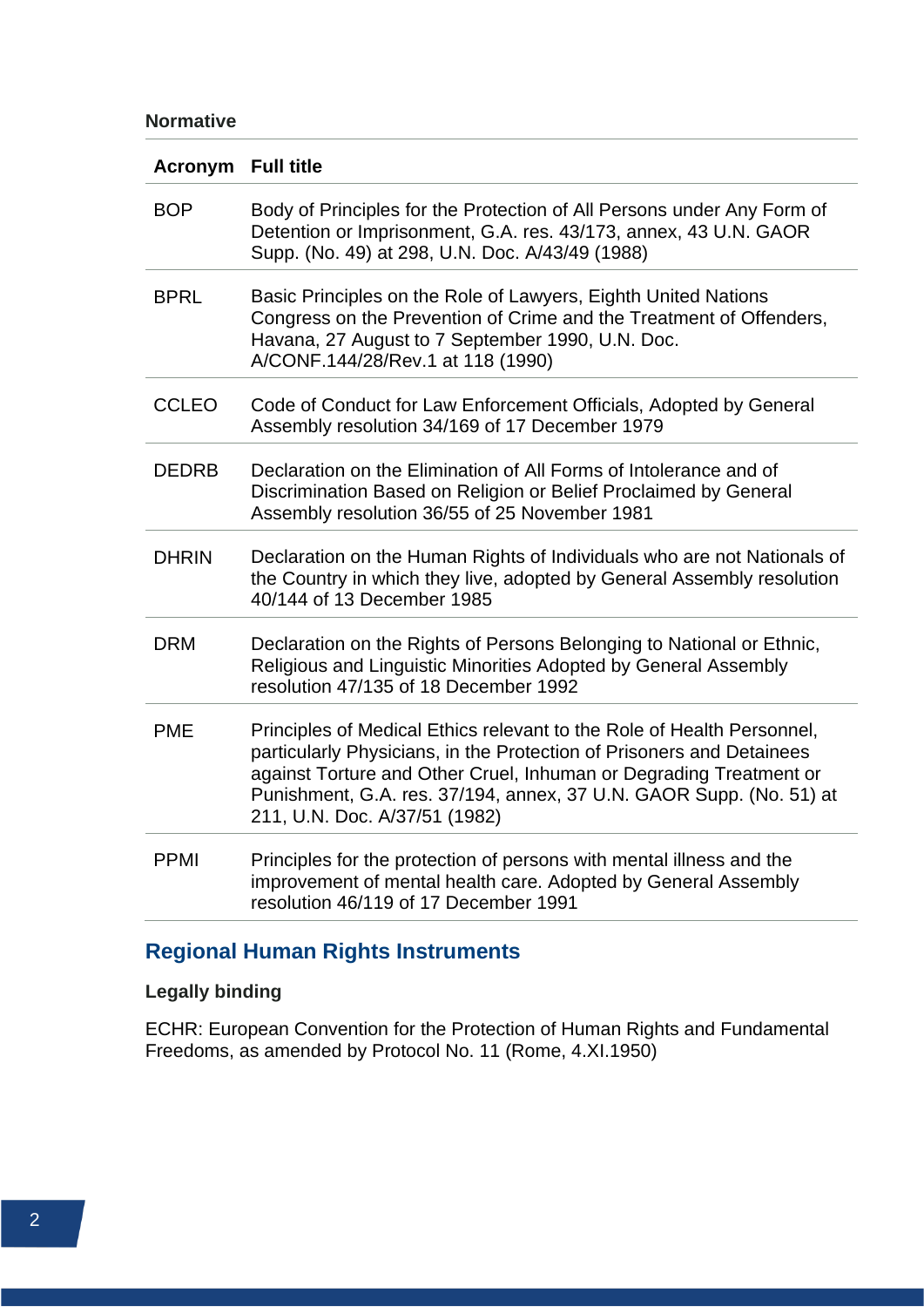**Normative**

| Acronym | Full title |
|---|---|
| BOP | Body of Principles for the Protection of All Persons under Any Form of Detention or Imprisonment, G.A. res. 43/173, annex, 43 U.N. GAOR Supp. (No. 49) at 298, U.N. Doc. A/43/49 (1988) |
| BPRL | Basic Principles on the Role of Lawyers, Eighth United Nations Congress on the Prevention of Crime and the Treatment of Offenders, Havana, 27 August to 7 September 1990, U.N. Doc. A/CONF.144/28/Rev.1 at 118 (1990) |
| CCLEO | Code of Conduct for Law Enforcement Officials, Adopted by General Assembly resolution 34/169 of 17 December 1979 |
| DEDRB | Declaration on the Elimination of All Forms of Intolerance and of Discrimination Based on Religion or Belief Proclaimed by General Assembly resolution 36/55 of 25 November 1981 |
| DHRIN | Declaration on the Human Rights of Individuals who are not Nationals of the Country in which they live, adopted by General Assembly resolution 40/144 of 13 December 1985 |
| DRM | Declaration on the Rights of Persons Belonging to National or Ethnic, Religious and Linguistic Minorities Adopted by General Assembly resolution 47/135 of 18 December 1992 |
| PME | Principles of Medical Ethics relevant to the Role of Health Personnel, particularly Physicians, in the Protection of Prisoners and Detainees against Torture and Other Cruel, Inhuman or Degrading Treatment or Punishment, G.A. res. 37/194, annex, 37 U.N. GAOR Supp. (No. 51) at 211, U.N. Doc. A/37/51 (1982) |
| PPMI | Principles for the protection of persons with mental illness and the improvement of mental health care. Adopted by General Assembly resolution 46/119 of 17 December 1991 |

## Regional Human Rights Instruments

**Legally binding**

ECHR: European Convention for the Protection of Human Rights and Fundamental Freedoms, as amended by Protocol No. 11 (Rome, 4.XI.1950)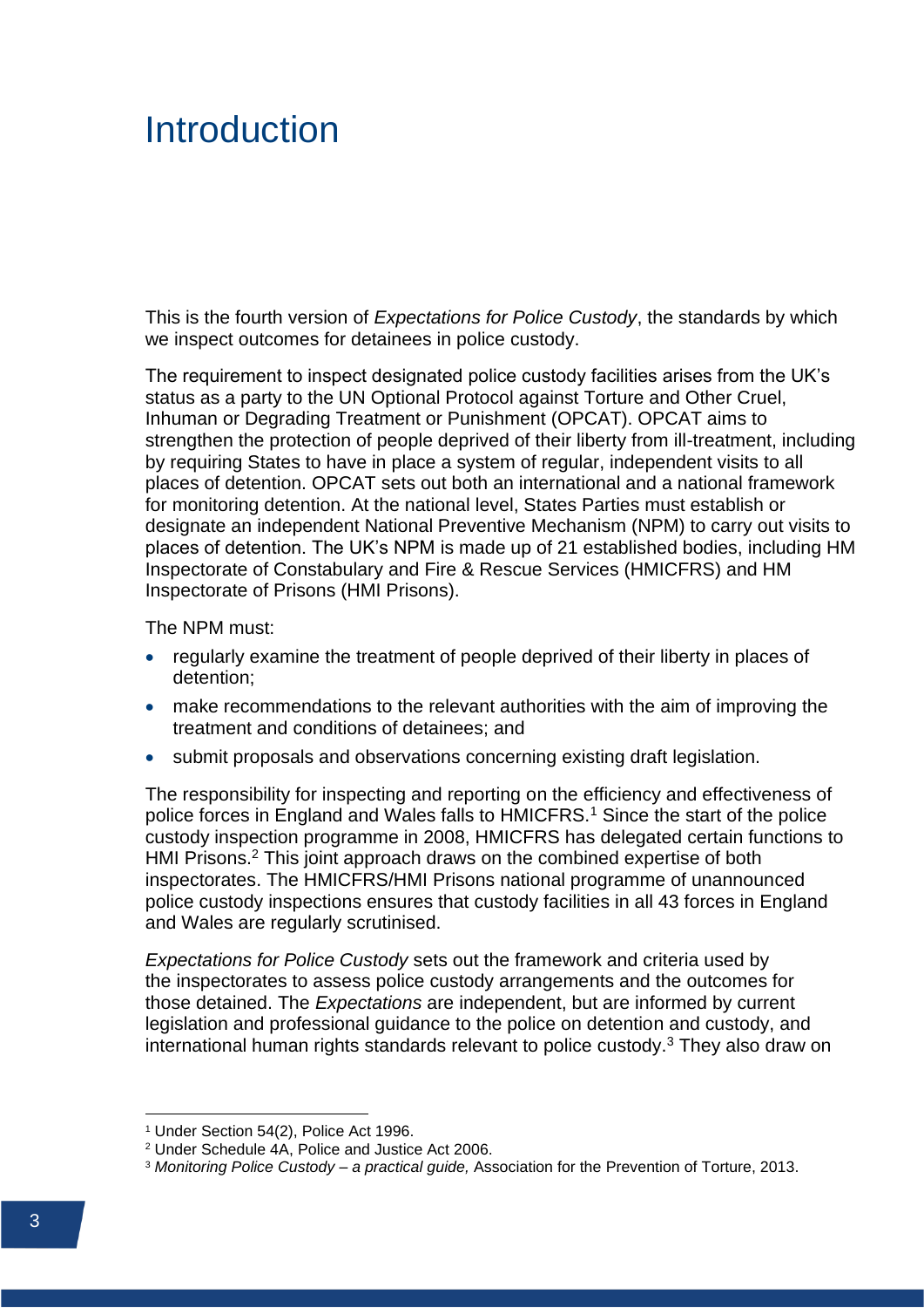# Introduction

This is the fourth version of *Expectations for Police Custody*, the standards by which we inspect outcomes for detainees in police custody.

The requirement to inspect designated police custody facilities arises from the UK's status as a party to the UN Optional Protocol against Torture and Other Cruel, Inhuman or Degrading Treatment or Punishment (OPCAT). OPCAT aims to strengthen the protection of people deprived of their liberty from ill-treatment, including by requiring States to have in place a system of regular, independent visits to all places of detention. OPCAT sets out both an international and a national framework for monitoring detention. At the national level, States Parties must establish or designate an independent National Preventive Mechanism (NPM) to carry out visits to places of detention. The UK's NPM is made up of 21 established bodies, including HM Inspectorate of Constabulary and Fire & Rescue Services (HMICFRS) and HM Inspectorate of Prisons (HMI Prisons).

The NPM must:

- regularly examine the treatment of people deprived of their liberty in places of detention;
- make recommendations to the relevant authorities with the aim of improving the treatment and conditions of detainees; and
- submit proposals and observations concerning existing draft legislation.

The responsibility for inspecting and reporting on the efficiency and effectiveness of police forces in England and Wales falls to HMICFRS.[1] Since the start of the police custody inspection programme in 2008, HMICFRS has delegated certain functions to HMI Prisons.[2] This joint approach draws on the combined expertise of both inspectorates. The HMICFRS/HMI Prisons national programme of unannounced police custody inspections ensures that custody facilities in all 43 forces in England and Wales are regularly scrutinised.

*Expectations for Police Custody* sets out the framework and criteria used by the inspectorates to assess police custody arrangements and the outcomes for those detained. The *Expectations* are independent, but are informed by current legislation and professional guidance to the police on detention and custody, and international human rights standards relevant to police custody.[3] They also draw on

[1] Under Section 54(2), Police Act 1996.

[2] Under Schedule 4A, Police and Justice Act 2006.

[3] *Monitoring Police Custody – a practical guide,* Association for the Prevention of Torture, 2013.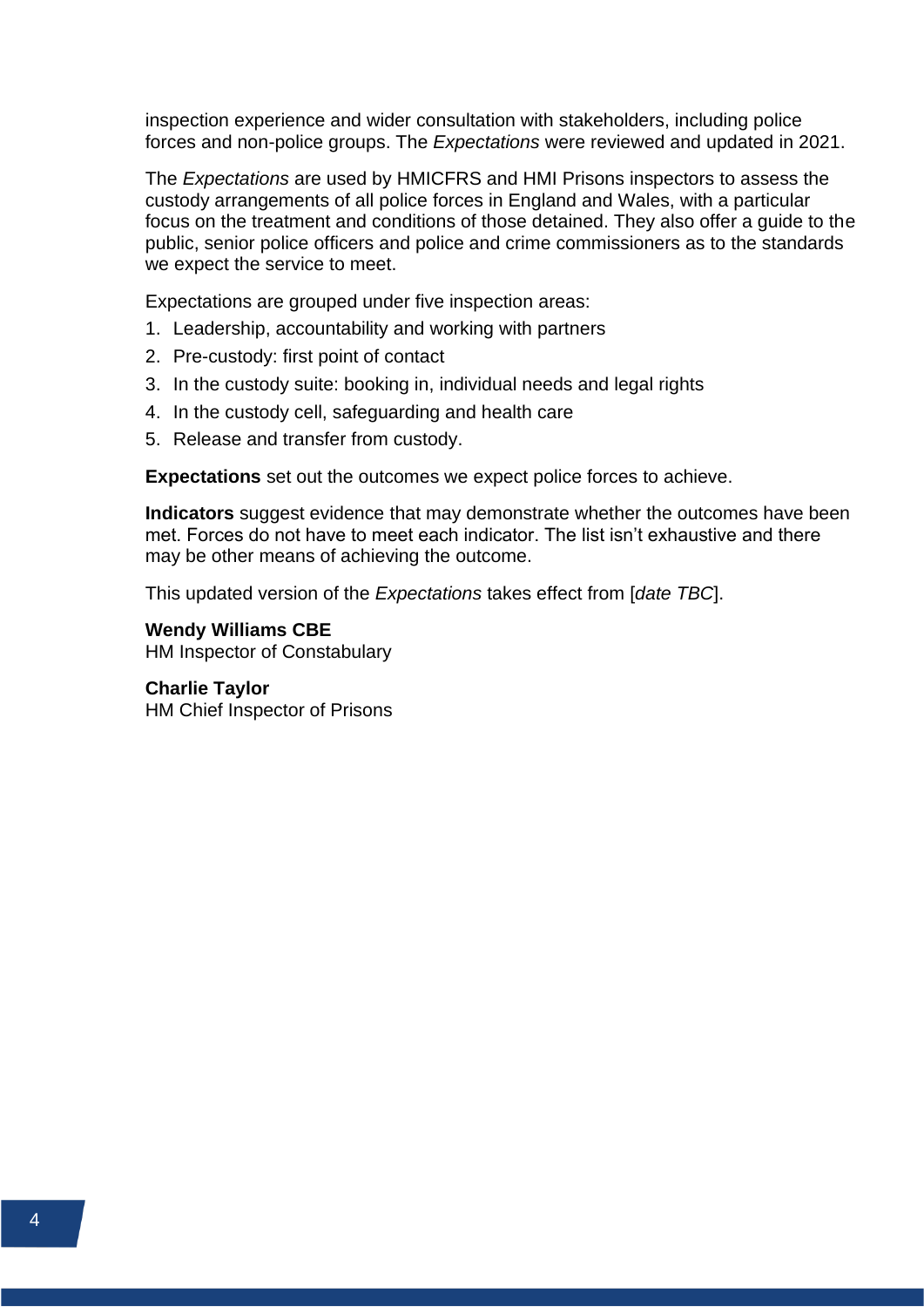inspection experience and wider consultation with stakeholders, including police forces and non-police groups. The *Expectations* were reviewed and updated in 2021.

The *Expectations* are used by HMICFRS and HMI Prisons inspectors to assess the custody arrangements of all police forces in England and Wales, with a particular focus on the treatment and conditions of those detained. They also offer a guide to the public, senior police officers and police and crime commissioners as to the standards we expect the service to meet.

Expectations are grouped under five inspection areas:

1. Leadership, accountability and working with partners
2. Pre-custody: first point of contact
3. In the custody suite: booking in, individual needs and legal rights
4. In the custody cell, safeguarding and health care
5. Release and transfer from custody.

**Expectations** set out the outcomes we expect police forces to achieve.

**Indicators** suggest evidence that may demonstrate whether the outcomes have been met. Forces do not have to meet each indicator. The list isn't exhaustive and there may be other means of achieving the outcome.

This updated version of the *Expectations* takes effect from [*date TBC*].

**Wendy Williams CBE**
HM Inspector of Constabulary

**Charlie Taylor**
HM Chief Inspector of Prisons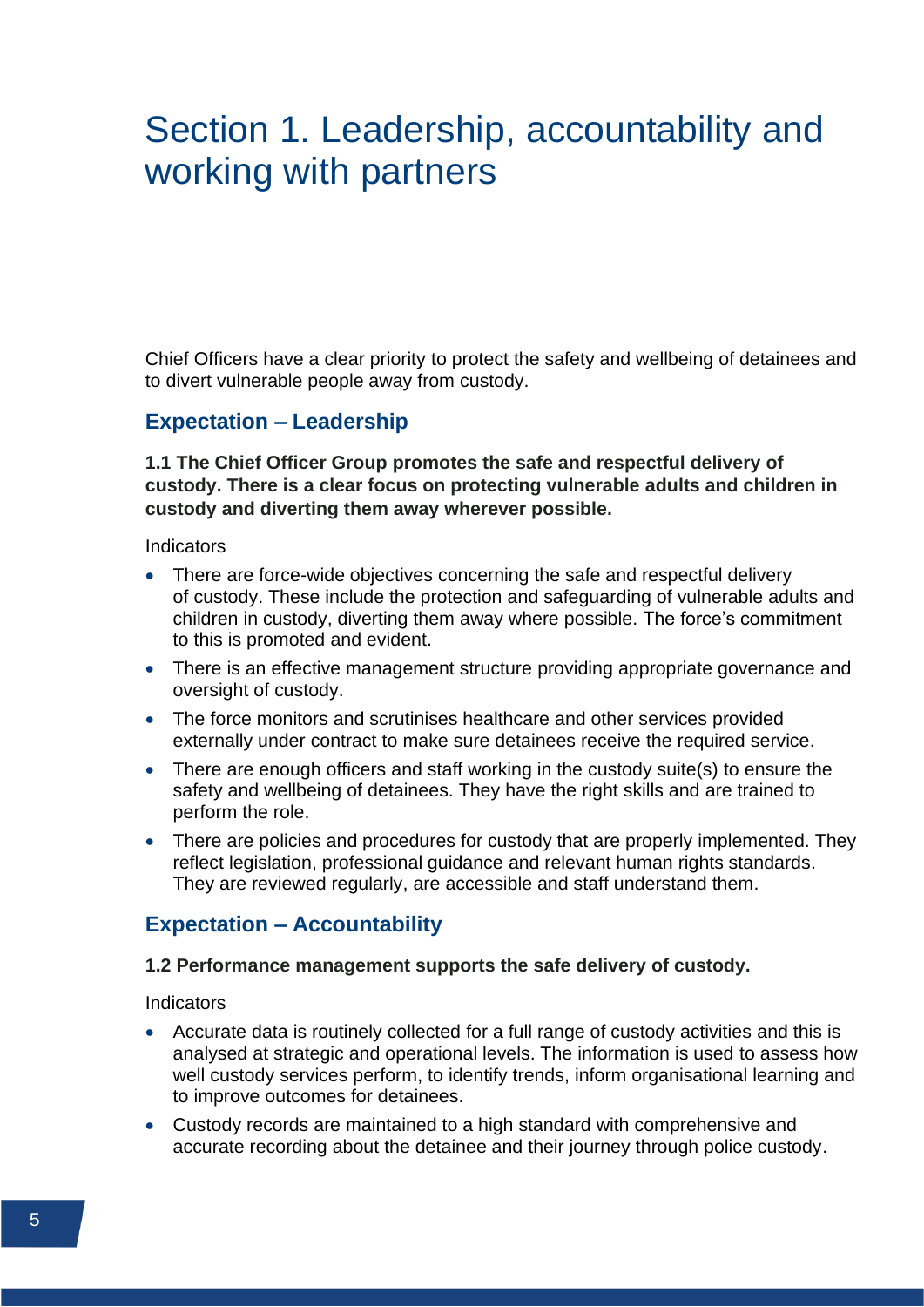# Section 1. Leadership, accountability and working with partners

Chief Officers have a clear priority to protect the safety and wellbeing of detainees and to divert vulnerable people away from custody.

## Expectation – Leadership

**1.1 The Chief Officer Group promotes the safe and respectful delivery of custody. There is a clear focus on protecting vulnerable adults and children in custody and diverting them away wherever possible.**

Indicators

- There are force-wide objectives concerning the safe and respectful delivery of custody. These include the protection and safeguarding of vulnerable adults and children in custody, diverting them away where possible. The force's commitment to this is promoted and evident.
- There is an effective management structure providing appropriate governance and oversight of custody.
- The force monitors and scrutinises healthcare and other services provided externally under contract to make sure detainees receive the required service.
- There are enough officers and staff working in the custody suite(s) to ensure the safety and wellbeing of detainees. They have the right skills and are trained to perform the role.
- There are policies and procedures for custody that are properly implemented. They reflect legislation, professional guidance and relevant human rights standards. They are reviewed regularly, are accessible and staff understand them.

## Expectation – Accountability

**1.2 Performance management supports the safe delivery of custody.**

Indicators

- Accurate data is routinely collected for a full range of custody activities and this is analysed at strategic and operational levels. The information is used to assess how well custody services perform, to identify trends, inform organisational learning and to improve outcomes for detainees.
- Custody records are maintained to a high standard with comprehensive and accurate recording about the detainee and their journey through police custody.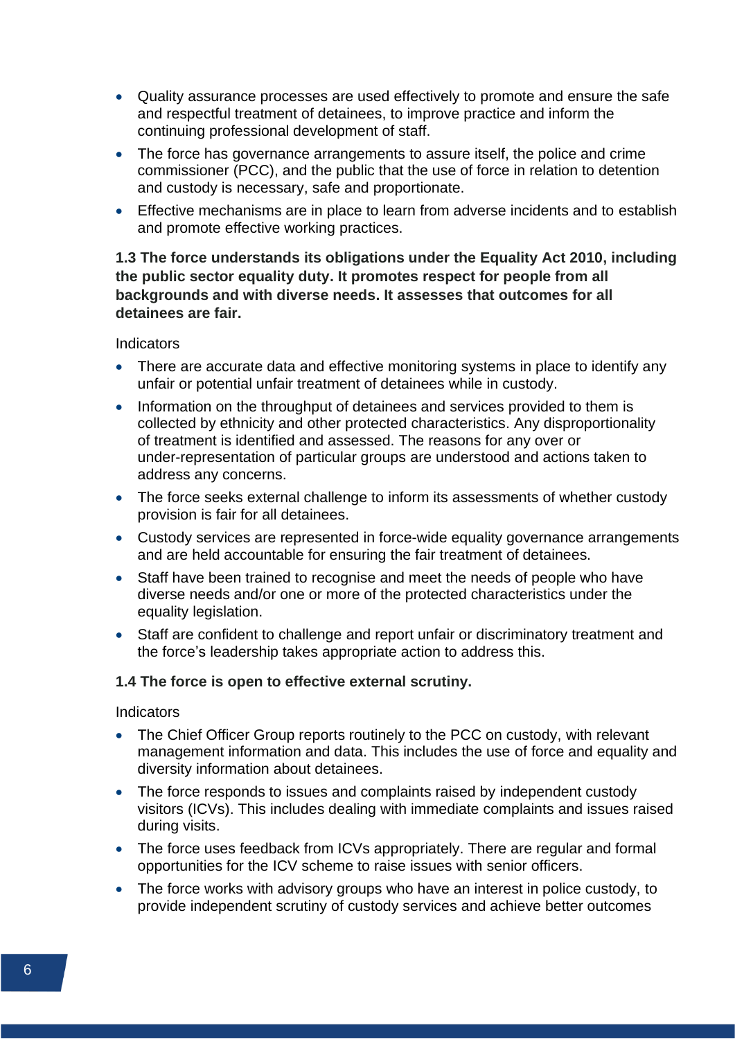- Quality assurance processes are used effectively to promote and ensure the safe and respectful treatment of detainees, to improve practice and inform the continuing professional development of staff.
- The force has governance arrangements to assure itself, the police and crime commissioner (PCC), and the public that the use of force in relation to detention and custody is necessary, safe and proportionate.
- Effective mechanisms are in place to learn from adverse incidents and to establish and promote effective working practices.

**1.3 The force understands its obligations under the Equality Act 2010, including the public sector equality duty. It promotes respect for people from all backgrounds and with diverse needs. It assesses that outcomes for all detainees are fair.**

Indicators

- There are accurate data and effective monitoring systems in place to identify any unfair or potential unfair treatment of detainees while in custody.
- Information on the throughput of detainees and services provided to them is collected by ethnicity and other protected characteristics. Any disproportionality of treatment is identified and assessed. The reasons for any over or under-representation of particular groups are understood and actions taken to address any concerns.
- The force seeks external challenge to inform its assessments of whether custody provision is fair for all detainees.
- Custody services are represented in force-wide equality governance arrangements and are held accountable for ensuring the fair treatment of detainees.
- Staff have been trained to recognise and meet the needs of people who have diverse needs and/or one or more of the protected characteristics under the equality legislation.
- Staff are confident to challenge and report unfair or discriminatory treatment and the force's leadership takes appropriate action to address this.

**1.4 The force is open to effective external scrutiny.**

Indicators

- The Chief Officer Group reports routinely to the PCC on custody, with relevant management information and data. This includes the use of force and equality and diversity information about detainees.
- The force responds to issues and complaints raised by independent custody visitors (ICVs). This includes dealing with immediate complaints and issues raised during visits.
- The force uses feedback from ICVs appropriately. There are regular and formal opportunities for the ICV scheme to raise issues with senior officers.
- The force works with advisory groups who have an interest in police custody, to provide independent scrutiny of custody services and achieve better outcomes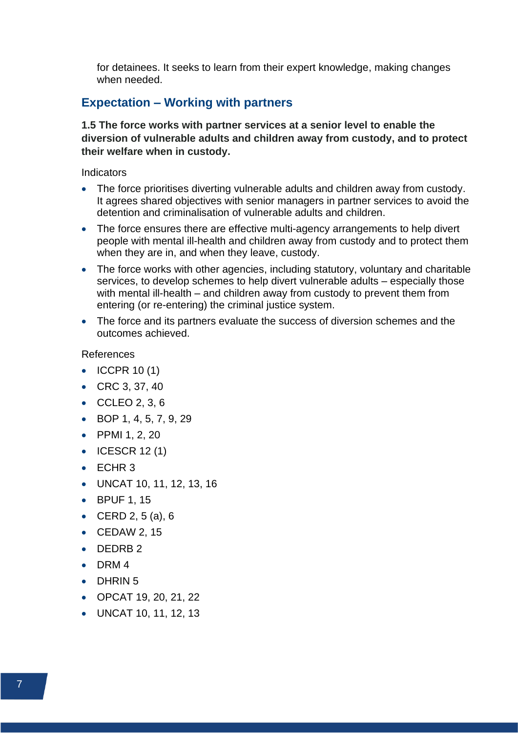for detainees. It seeks to learn from their expert knowledge, making changes when needed.

## Expectation – Working with partners

**1.5 The force works with partner services at a senior level to enable the diversion of vulnerable adults and children away from custody, and to protect their welfare when in custody.**

Indicators

- The force prioritises diverting vulnerable adults and children away from custody. It agrees shared objectives with senior managers in partner services to avoid the detention and criminalisation of vulnerable adults and children.
- The force ensures there are effective multi-agency arrangements to help divert people with mental ill-health and children away from custody and to protect them when they are in, and when they leave, custody.
- The force works with other agencies, including statutory, voluntary and charitable services, to develop schemes to help divert vulnerable adults – especially those with mental ill-health – and children away from custody to prevent them from entering (or re-entering) the criminal justice system.
- The force and its partners evaluate the success of diversion schemes and the outcomes achieved.

References

- ICCPR 10 (1)
- CRC 3, 37, 40
- CCLEO 2, 3, 6
- BOP 1, 4, 5, 7, 9, 29
- PPMI 1, 2, 20
- ICESCR 12 (1)
- ECHR 3
- UNCAT 10, 11, 12, 13, 16
- BPUF 1, 15
- CERD 2, 5 (a), 6
- CEDAW 2, 15
- DEDRB 2
- DRM 4
- DHRIN 5
- OPCAT 19, 20, 21, 22
- UNCAT 10, 11, 12, 13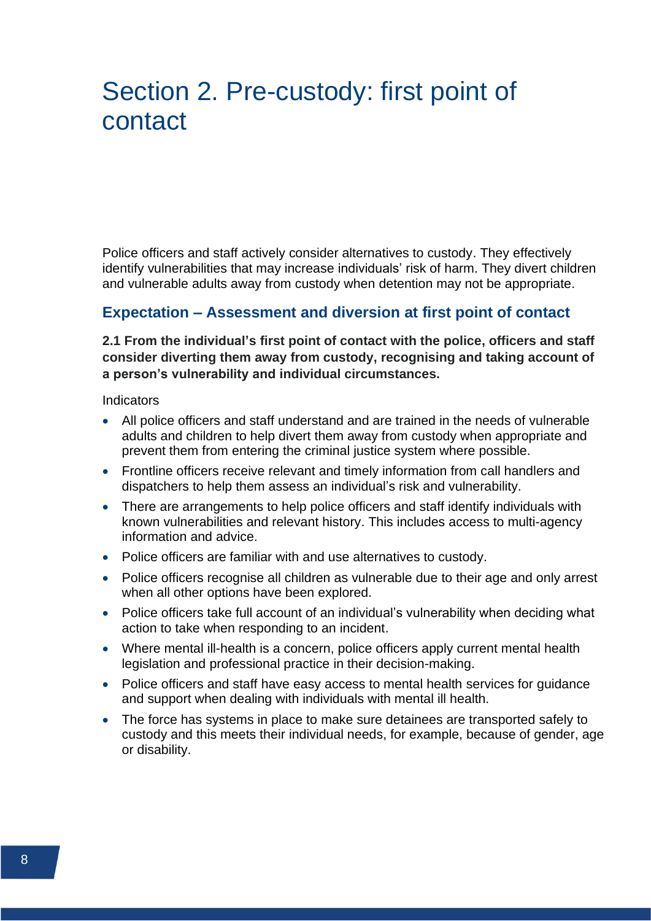# Section 2. Pre-custody: first point of contact

Police officers and staff actively consider alternatives to custody. They effectively identify vulnerabilities that may increase individuals' risk of harm. They divert children and vulnerable adults away from custody when detention may not be appropriate.

## Expectation – Assessment and diversion at first point of contact

**2.1 From the individual's first point of contact with the police, officers and staff consider diverting them away from custody, recognising and taking account of a person's vulnerability and individual circumstances.**

Indicators

- All police officers and staff understand and are trained in the needs of vulnerable adults and children to help divert them away from custody when appropriate and prevent them from entering the criminal justice system where possible.
- Frontline officers receive relevant and timely information from call handlers and dispatchers to help them assess an individual's risk and vulnerability.
- There are arrangements to help police officers and staff identify individuals with known vulnerabilities and relevant history. This includes access to multi-agency information and advice.
- Police officers are familiar with and use alternatives to custody.
- Police officers recognise all children as vulnerable due to their age and only arrest when all other options have been explored.
- Police officers take full account of an individual's vulnerability when deciding what action to take when responding to an incident.
- Where mental ill-health is a concern, police officers apply current mental health legislation and professional practice in their decision-making.
- Police officers and staff have easy access to mental health services for guidance and support when dealing with individuals with mental ill health.
- The force has systems in place to make sure detainees are transported safely to custody and this meets their individual needs, for example, because of gender, age or disability.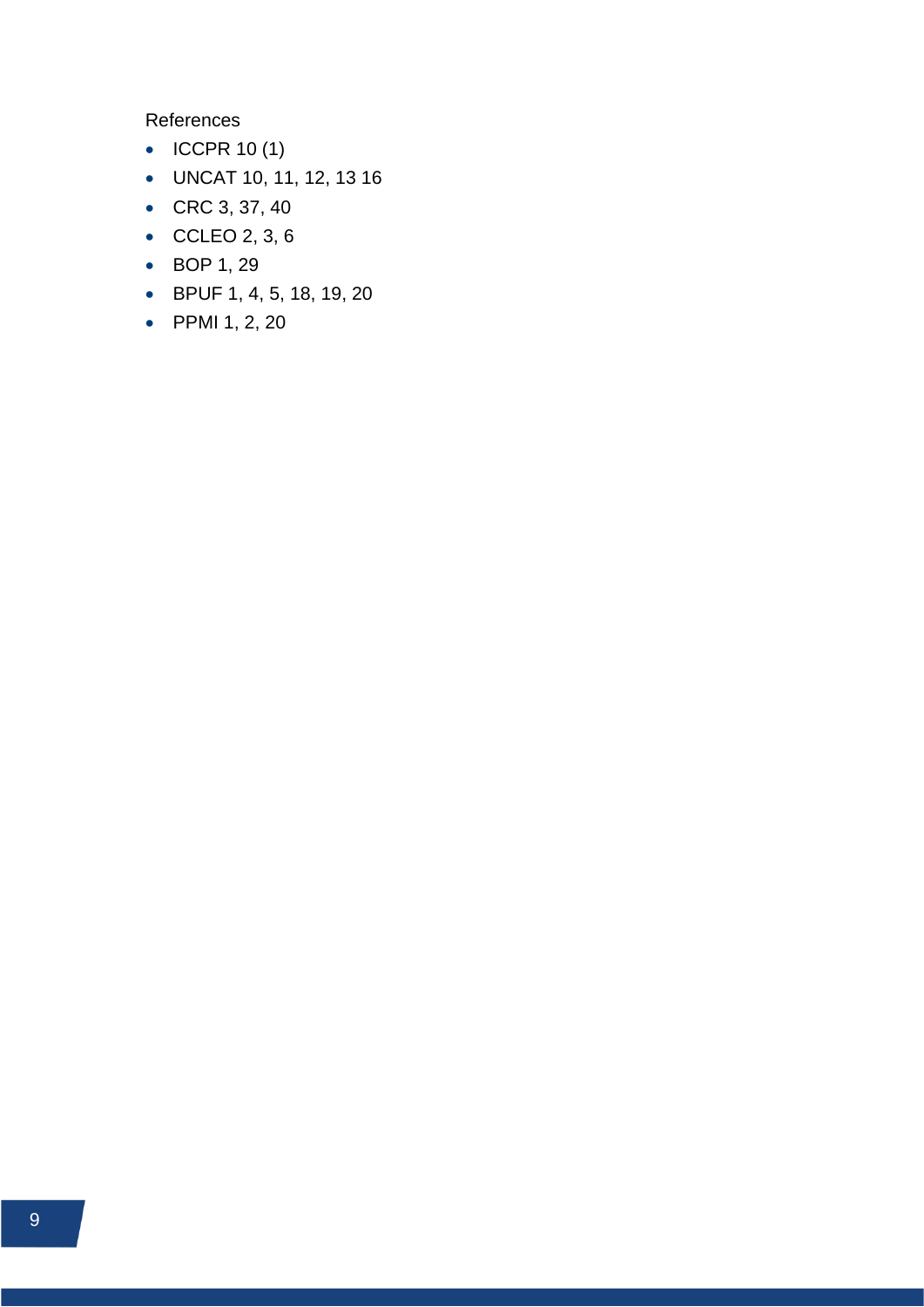References

- ICCPR 10 (1)
- UNCAT 10, 11, 12, 13 16
- CRC 3, 37, 40
- CCLEO 2, 3, 6
- BOP 1, 29
- BPUF 1, 4, 5, 18, 19, 20
- PPMI 1, 2, 20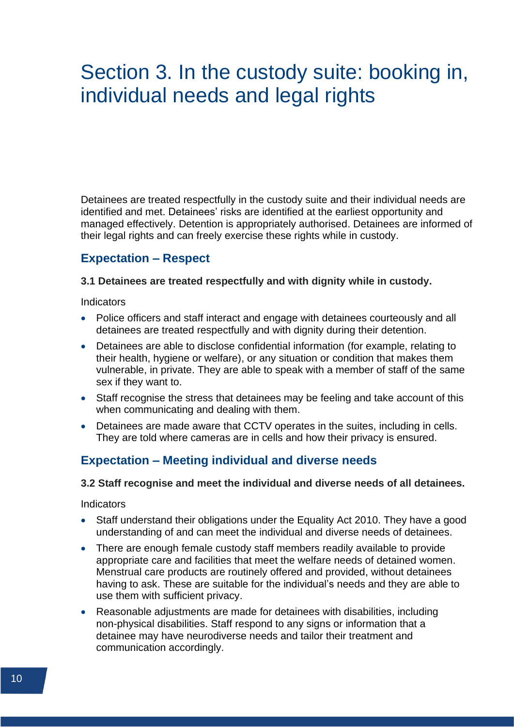# Section 3. In the custody suite: booking in, individual needs and legal rights

Detainees are treated respectfully in the custody suite and their individual needs are identified and met. Detainees' risks are identified at the earliest opportunity and managed effectively. Detention is appropriately authorised. Detainees are informed of their legal rights and can freely exercise these rights while in custody.

## Expectation – Respect

**3.1 Detainees are treated respectfully and with dignity while in custody.**

Indicators

- Police officers and staff interact and engage with detainees courteously and all detainees are treated respectfully and with dignity during their detention.
- Detainees are able to disclose confidential information (for example, relating to their health, hygiene or welfare), or any situation or condition that makes them vulnerable, in private. They are able to speak with a member of staff of the same sex if they want to.
- Staff recognise the stress that detainees may be feeling and take account of this when communicating and dealing with them.
- Detainees are made aware that CCTV operates in the suites, including in cells. They are told where cameras are in cells and how their privacy is ensured.

## Expectation – Meeting individual and diverse needs

**3.2 Staff recognise and meet the individual and diverse needs of all detainees.**

Indicators

- Staff understand their obligations under the Equality Act 2010. They have a good understanding of and can meet the individual and diverse needs of detainees.
- There are enough female custody staff members readily available to provide appropriate care and facilities that meet the welfare needs of detained women. Menstrual care products are routinely offered and provided, without detainees having to ask. These are suitable for the individual's needs and they are able to use them with sufficient privacy.
- Reasonable adjustments are made for detainees with disabilities, including non-physical disabilities. Staff respond to any signs or information that a detainee may have neurodiverse needs and tailor their treatment and communication accordingly.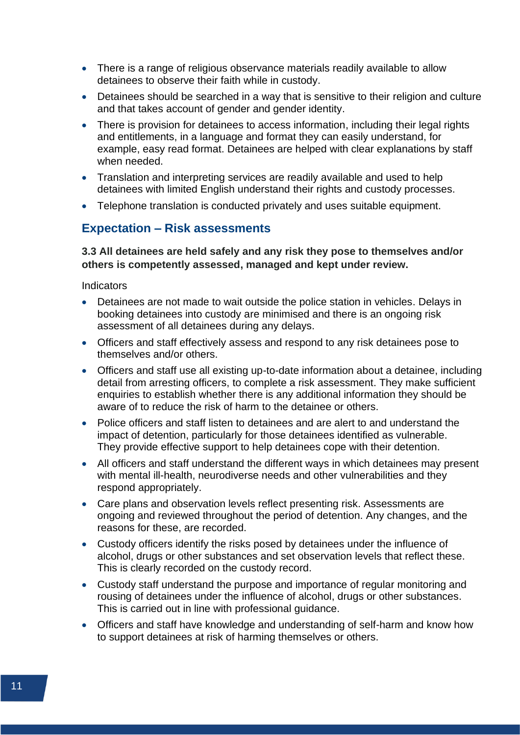- There is a range of religious observance materials readily available to allow detainees to observe their faith while in custody.
- Detainees should be searched in a way that is sensitive to their religion and culture and that takes account of gender and gender identity.
- There is provision for detainees to access information, including their legal rights and entitlements, in a language and format they can easily understand, for example, easy read format. Detainees are helped with clear explanations by staff when needed.
- Translation and interpreting services are readily available and used to help detainees with limited English understand their rights and custody processes.
- Telephone translation is conducted privately and uses suitable equipment.

## Expectation – Risk assessments

**3.3 All detainees are held safely and any risk they pose to themselves and/or others is competently assessed, managed and kept under review.**

Indicators

- Detainees are not made to wait outside the police station in vehicles. Delays in booking detainees into custody are minimised and there is an ongoing risk assessment of all detainees during any delays.
- Officers and staff effectively assess and respond to any risk detainees pose to themselves and/or others.
- Officers and staff use all existing up-to-date information about a detainee, including detail from arresting officers, to complete a risk assessment. They make sufficient enquiries to establish whether there is any additional information they should be aware of to reduce the risk of harm to the detainee or others.
- Police officers and staff listen to detainees and are alert to and understand the impact of detention, particularly for those detainees identified as vulnerable. They provide effective support to help detainees cope with their detention.
- All officers and staff understand the different ways in which detainees may present with mental ill-health, neurodiverse needs and other vulnerabilities and they respond appropriately.
- Care plans and observation levels reflect presenting risk. Assessments are ongoing and reviewed throughout the period of detention. Any changes, and the reasons for these, are recorded.
- Custody officers identify the risks posed by detainees under the influence of alcohol, drugs or other substances and set observation levels that reflect these. This is clearly recorded on the custody record.
- Custody staff understand the purpose and importance of regular monitoring and rousing of detainees under the influence of alcohol, drugs or other substances. This is carried out in line with professional guidance.
- Officers and staff have knowledge and understanding of self-harm and know how to support detainees at risk of harming themselves or others.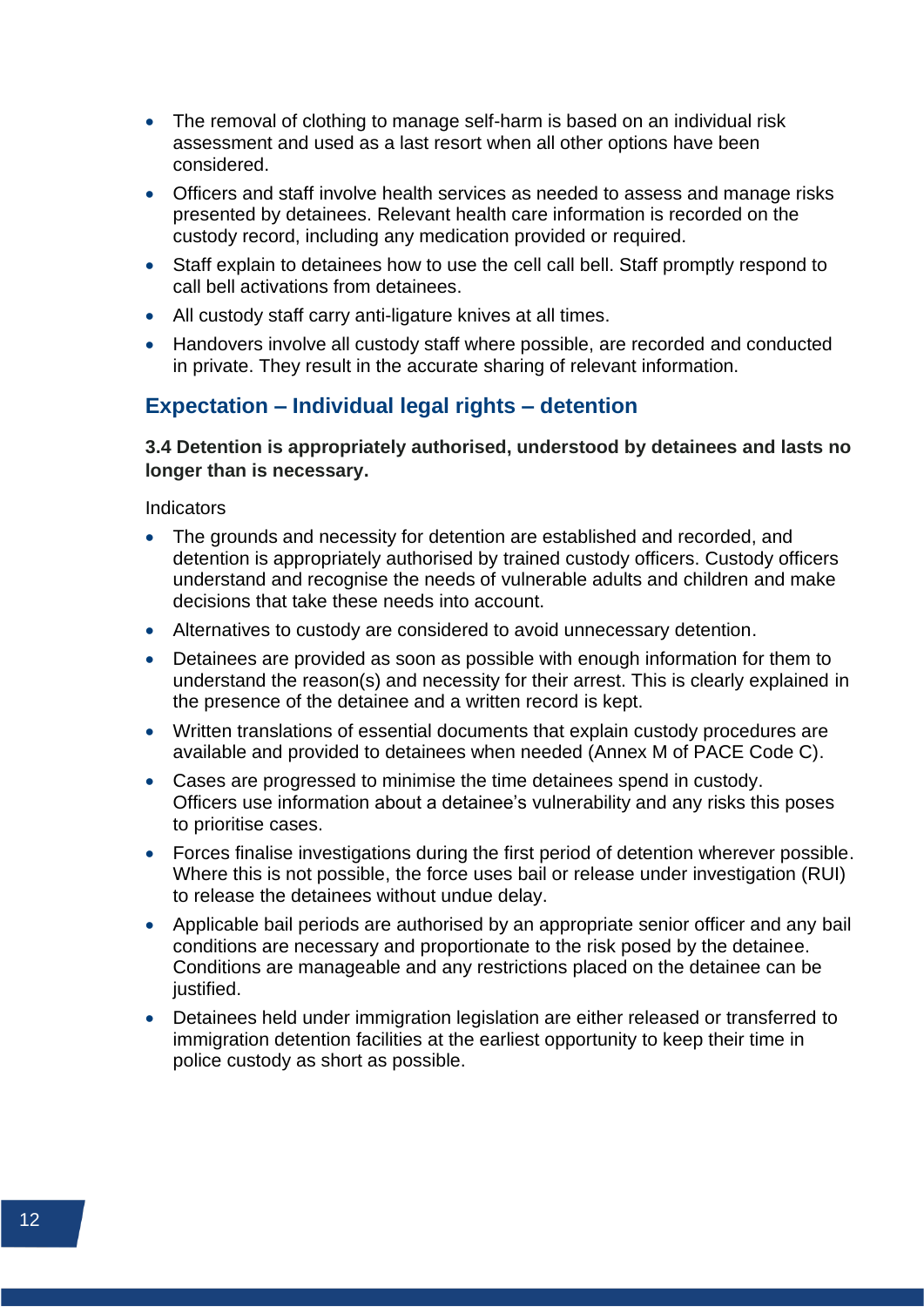- The removal of clothing to manage self-harm is based on an individual risk assessment and used as a last resort when all other options have been considered.
- Officers and staff involve health services as needed to assess and manage risks presented by detainees. Relevant health care information is recorded on the custody record, including any medication provided or required.
- Staff explain to detainees how to use the cell call bell. Staff promptly respond to call bell activations from detainees.
- All custody staff carry anti-ligature knives at all times.
- Handovers involve all custody staff where possible, are recorded and conducted in private. They result in the accurate sharing of relevant information.

## Expectation – Individual legal rights – detention

**3.4 Detention is appropriately authorised, understood by detainees and lasts no longer than is necessary.**

Indicators

- The grounds and necessity for detention are established and recorded, and detention is appropriately authorised by trained custody officers. Custody officers understand and recognise the needs of vulnerable adults and children and make decisions that take these needs into account.
- Alternatives to custody are considered to avoid unnecessary detention.
- Detainees are provided as soon as possible with enough information for them to understand the reason(s) and necessity for their arrest. This is clearly explained in the presence of the detainee and a written record is kept.
- Written translations of essential documents that explain custody procedures are available and provided to detainees when needed (Annex M of PACE Code C).
- Cases are progressed to minimise the time detainees spend in custody. Officers use information about a detainee's vulnerability and any risks this poses to prioritise cases.
- Forces finalise investigations during the first period of detention wherever possible. Where this is not possible, the force uses bail or release under investigation (RUI) to release the detainees without undue delay.
- Applicable bail periods are authorised by an appropriate senior officer and any bail conditions are necessary and proportionate to the risk posed by the detainee. Conditions are manageable and any restrictions placed on the detainee can be justified.
- Detainees held under immigration legislation are either released or transferred to immigration detention facilities at the earliest opportunity to keep their time in police custody as short as possible.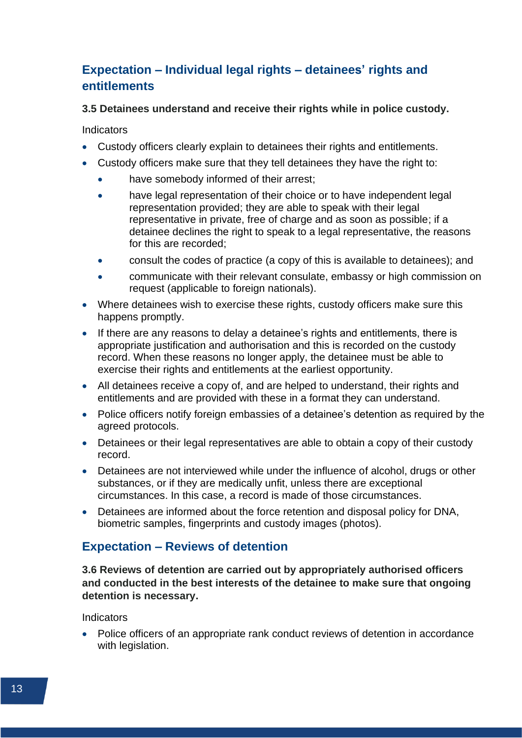## Expectation – Individual legal rights – detainees' rights and entitlements

**3.5 Detainees understand and receive their rights while in police custody.**

Indicators

- Custody officers clearly explain to detainees their rights and entitlements.
- Custody officers make sure that they tell detainees they have the right to:
  - have somebody informed of their arrest;
  - have legal representation of their choice or to have independent legal representation provided; they are able to speak with their legal representative in private, free of charge and as soon as possible; if a detainee declines the right to speak to a legal representative, the reasons for this are recorded;
  - consult the codes of practice (a copy of this is available to detainees); and
  - communicate with their relevant consulate, embassy or high commission on request (applicable to foreign nationals).
- Where detainees wish to exercise these rights, custody officers make sure this happens promptly.
- If there are any reasons to delay a detainee's rights and entitlements, there is appropriate justification and authorisation and this is recorded on the custody record. When these reasons no longer apply, the detainee must be able to exercise their rights and entitlements at the earliest opportunity.
- All detainees receive a copy of, and are helped to understand, their rights and entitlements and are provided with these in a format they can understand.
- Police officers notify foreign embassies of a detainee's detention as required by the agreed protocols.
- Detainees or their legal representatives are able to obtain a copy of their custody record.
- Detainees are not interviewed while under the influence of alcohol, drugs or other substances, or if they are medically unfit, unless there are exceptional circumstances. In this case, a record is made of those circumstances.
- Detainees are informed about the force retention and disposal policy for DNA, biometric samples, fingerprints and custody images (photos).

## Expectation – Reviews of detention

**3.6 Reviews of detention are carried out by appropriately authorised officers and conducted in the best interests of the detainee to make sure that ongoing detention is necessary.**

Indicators

- Police officers of an appropriate rank conduct reviews of detention in accordance with legislation.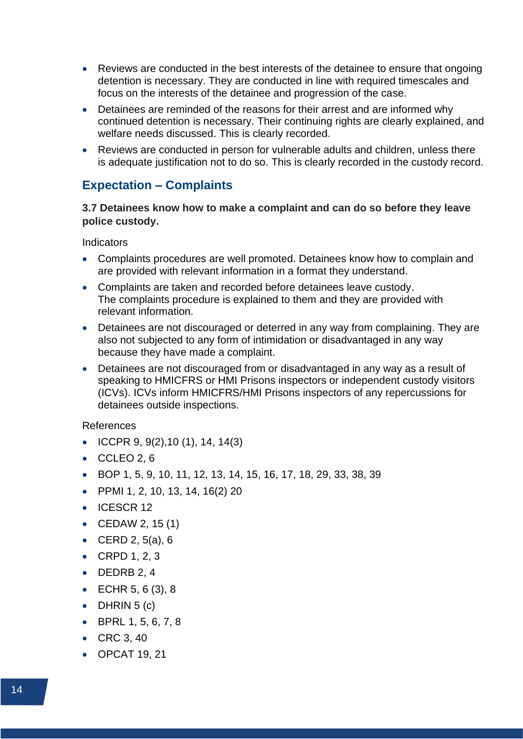- Reviews are conducted in the best interests of the detainee to ensure that ongoing detention is necessary. They are conducted in line with required timescales and focus on the interests of the detainee and progression of the case.
- Detainees are reminded of the reasons for their arrest and are informed why continued detention is necessary. Their continuing rights are clearly explained, and welfare needs discussed. This is clearly recorded.
- Reviews are conducted in person for vulnerable adults and children, unless there is adequate justification not to do so. This is clearly recorded in the custody record.

## Expectation – Complaints

**3.7 Detainees know how to make a complaint and can do so before they leave police custody.**

Indicators

- Complaints procedures are well promoted. Detainees know how to complain and are provided with relevant information in a format they understand.
- Complaints are taken and recorded before detainees leave custody. The complaints procedure is explained to them and they are provided with relevant information.
- Detainees are not discouraged or deterred in any way from complaining. They are also not subjected to any form of intimidation or disadvantaged in any way because they have made a complaint.
- Detainees are not discouraged from or disadvantaged in any way as a result of speaking to HMICFRS or HMI Prisons inspectors or independent custody visitors (ICVs). ICVs inform HMICFRS/HMI Prisons inspectors of any repercussions for detainees outside inspections.

References

- ICCPR 9, 9(2),10 (1), 14, 14(3)
- CCLEO 2, 6
- BOP 1, 5, 9, 10, 11, 12, 13, 14, 15, 16, 17, 18, 29, 33, 38, 39
- PPMI 1, 2, 10, 13, 14, 16(2) 20
- ICESCR 12
- CEDAW 2, 15 (1)
- CERD 2, 5(a), 6
- CRPD 1, 2, 3
- DEDRB 2, 4
- ECHR 5, 6 (3), 8
- DHRIN 5 (c)
- BPRL 1, 5, 6, 7, 8
- CRC 3, 40
- OPCAT 19, 21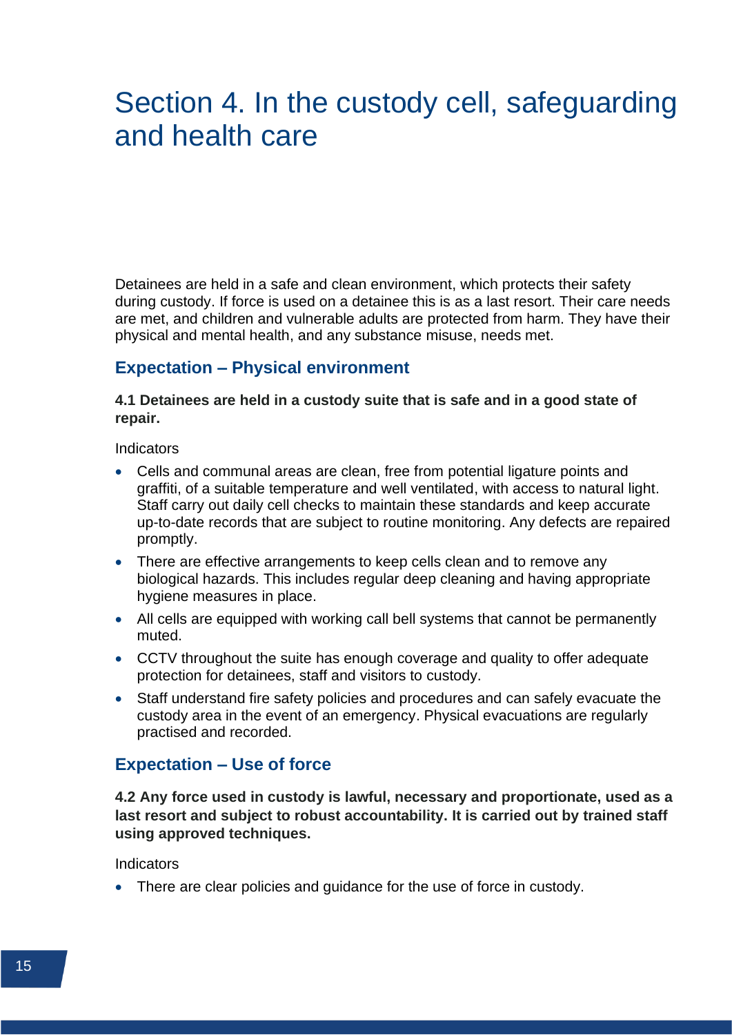# Section 4. In the custody cell, safeguarding and health care

Detainees are held in a safe and clean environment, which protects their safety during custody. If force is used on a detainee this is as a last resort. Their care needs are met, and children and vulnerable adults are protected from harm. They have their physical and mental health, and any substance misuse, needs met.

## Expectation – Physical environment

**4.1 Detainees are held in a custody suite that is safe and in a good state of repair.**

Indicators

- Cells and communal areas are clean, free from potential ligature points and graffiti, of a suitable temperature and well ventilated, with access to natural light. Staff carry out daily cell checks to maintain these standards and keep accurate up-to-date records that are subject to routine monitoring. Any defects are repaired promptly.
- There are effective arrangements to keep cells clean and to remove any biological hazards. This includes regular deep cleaning and having appropriate hygiene measures in place.
- All cells are equipped with working call bell systems that cannot be permanently muted.
- CCTV throughout the suite has enough coverage and quality to offer adequate protection for detainees, staff and visitors to custody.
- Staff understand fire safety policies and procedures and can safely evacuate the custody area in the event of an emergency. Physical evacuations are regularly practised and recorded.

## Expectation – Use of force

**4.2 Any force used in custody is lawful, necessary and proportionate, used as a last resort and subject to robust accountability. It is carried out by trained staff using approved techniques.**

Indicators

- There are clear policies and guidance for the use of force in custody.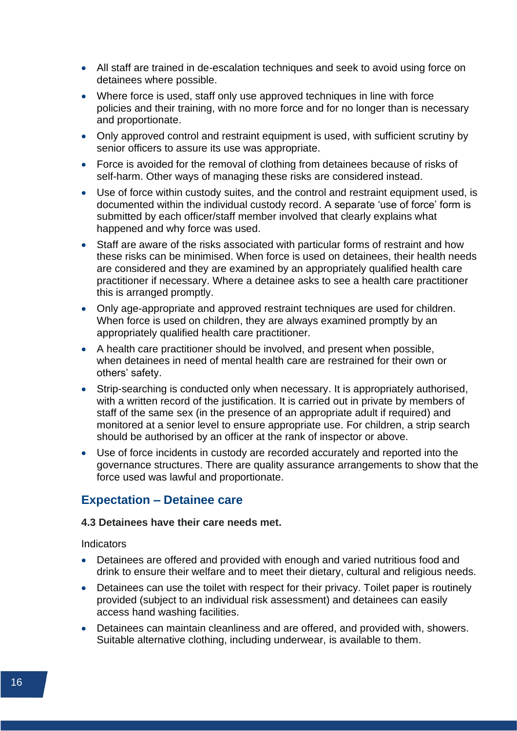- All staff are trained in de-escalation techniques and seek to avoid using force on detainees where possible.
- Where force is used, staff only use approved techniques in line with force policies and their training, with no more force and for no longer than is necessary and proportionate.
- Only approved control and restraint equipment is used, with sufficient scrutiny by senior officers to assure its use was appropriate.
- Force is avoided for the removal of clothing from detainees because of risks of self-harm. Other ways of managing these risks are considered instead.
- Use of force within custody suites, and the control and restraint equipment used, is documented within the individual custody record. A separate 'use of force' form is submitted by each officer/staff member involved that clearly explains what happened and why force was used.
- Staff are aware of the risks associated with particular forms of restraint and how these risks can be minimised. When force is used on detainees, their health needs are considered and they are examined by an appropriately qualified health care practitioner if necessary. Where a detainee asks to see a health care practitioner this is arranged promptly.
- Only age-appropriate and approved restraint techniques are used for children. When force is used on children, they are always examined promptly by an appropriately qualified health care practitioner.
- A health care practitioner should be involved, and present when possible, when detainees in need of mental health care are restrained for their own or others' safety.
- Strip-searching is conducted only when necessary. It is appropriately authorised, with a written record of the justification. It is carried out in private by members of staff of the same sex (in the presence of an appropriate adult if required) and monitored at a senior level to ensure appropriate use. For children, a strip search should be authorised by an officer at the rank of inspector or above.
- Use of force incidents in custody are recorded accurately and reported into the governance structures. There are quality assurance arrangements to show that the force used was lawful and proportionate.

## Expectation – Detainee care

**4.3 Detainees have their care needs met.**

Indicators

- Detainees are offered and provided with enough and varied nutritious food and drink to ensure their welfare and to meet their dietary, cultural and religious needs.
- Detainees can use the toilet with respect for their privacy. Toilet paper is routinely provided (subject to an individual risk assessment) and detainees can easily access hand washing facilities.
- Detainees can maintain cleanliness and are offered, and provided with, showers. Suitable alternative clothing, including underwear, is available to them.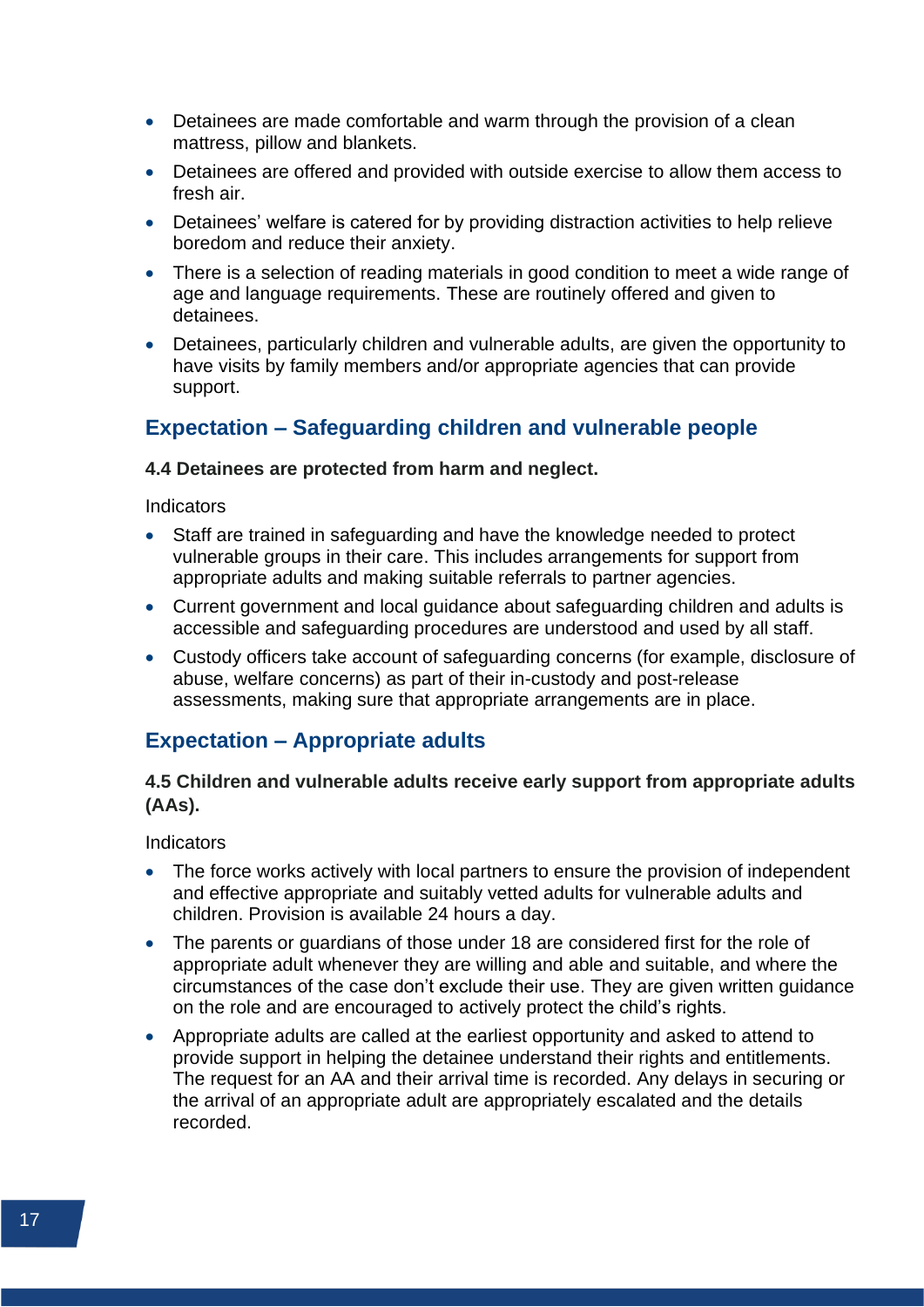- Detainees are made comfortable and warm through the provision of a clean mattress, pillow and blankets.
- Detainees are offered and provided with outside exercise to allow them access to fresh air.
- Detainees' welfare is catered for by providing distraction activities to help relieve boredom and reduce their anxiety.
- There is a selection of reading materials in good condition to meet a wide range of age and language requirements. These are routinely offered and given to detainees.
- Detainees, particularly children and vulnerable adults, are given the opportunity to have visits by family members and/or appropriate agencies that can provide support.

## Expectation – Safeguarding children and vulnerable people

**4.4 Detainees are protected from harm and neglect.**

Indicators

- Staff are trained in safeguarding and have the knowledge needed to protect vulnerable groups in their care. This includes arrangements for support from appropriate adults and making suitable referrals to partner agencies.
- Current government and local guidance about safeguarding children and adults is accessible and safeguarding procedures are understood and used by all staff.
- Custody officers take account of safeguarding concerns (for example, disclosure of abuse, welfare concerns) as part of their in-custody and post-release assessments, making sure that appropriate arrangements are in place.

## Expectation – Appropriate adults

**4.5 Children and vulnerable adults receive early support from appropriate adults (AAs).**

Indicators

- The force works actively with local partners to ensure the provision of independent and effective appropriate and suitably vetted adults for vulnerable adults and children. Provision is available 24 hours a day.
- The parents or guardians of those under 18 are considered first for the role of appropriate adult whenever they are willing and able and suitable, and where the circumstances of the case don't exclude their use. They are given written guidance on the role and are encouraged to actively protect the child's rights.
- Appropriate adults are called at the earliest opportunity and asked to attend to provide support in helping the detainee understand their rights and entitlements. The request for an AA and their arrival time is recorded. Any delays in securing or the arrival of an appropriate adult are appropriately escalated and the details recorded.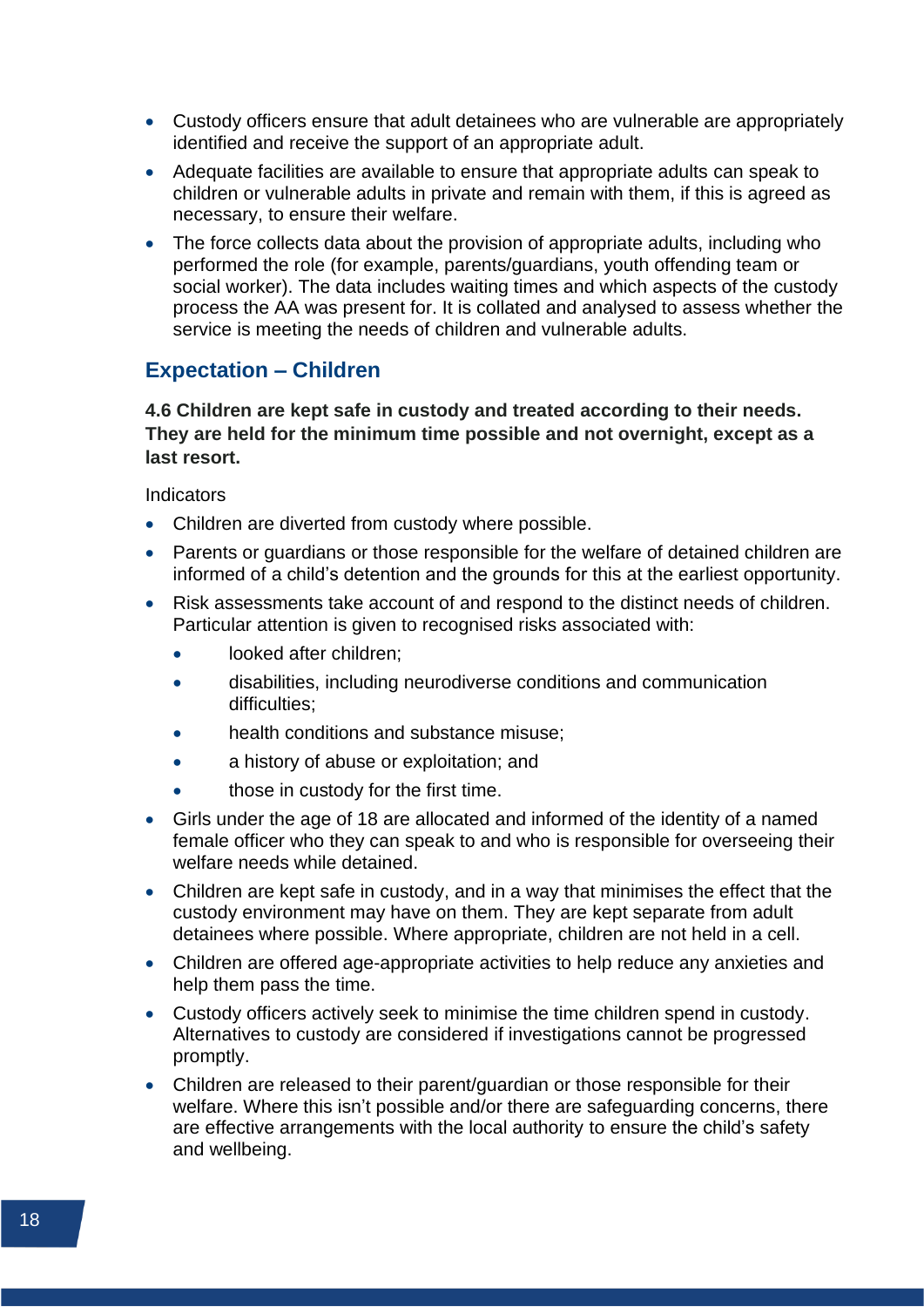- Custody officers ensure that adult detainees who are vulnerable are appropriately identified and receive the support of an appropriate adult.
- Adequate facilities are available to ensure that appropriate adults can speak to children or vulnerable adults in private and remain with them, if this is agreed as necessary, to ensure their welfare.
- The force collects data about the provision of appropriate adults, including who performed the role (for example, parents/guardians, youth offending team or social worker). The data includes waiting times and which aspects of the custody process the AA was present for. It is collated and analysed to assess whether the service is meeting the needs of children and vulnerable adults.

## Expectation – Children

**4.6 Children are kept safe in custody and treated according to their needs. They are held for the minimum time possible and not overnight, except as a last resort.**

Indicators

- Children are diverted from custody where possible.
- Parents or guardians or those responsible for the welfare of detained children are informed of a child's detention and the grounds for this at the earliest opportunity.
- Risk assessments take account of and respond to the distinct needs of children. Particular attention is given to recognised risks associated with:
  - looked after children;
  - disabilities, including neurodiverse conditions and communication difficulties;
  - health conditions and substance misuse;
  - a history of abuse or exploitation; and
  - those in custody for the first time.
- Girls under the age of 18 are allocated and informed of the identity of a named female officer who they can speak to and who is responsible for overseeing their welfare needs while detained.
- Children are kept safe in custody, and in a way that minimises the effect that the custody environment may have on them. They are kept separate from adult detainees where possible. Where appropriate, children are not held in a cell.
- Children are offered age-appropriate activities to help reduce any anxieties and help them pass the time.
- Custody officers actively seek to minimise the time children spend in custody. Alternatives to custody are considered if investigations cannot be progressed promptly.
- Children are released to their parent/guardian or those responsible for their welfare. Where this isn't possible and/or there are safeguarding concerns, there are effective arrangements with the local authority to ensure the child's safety and wellbeing.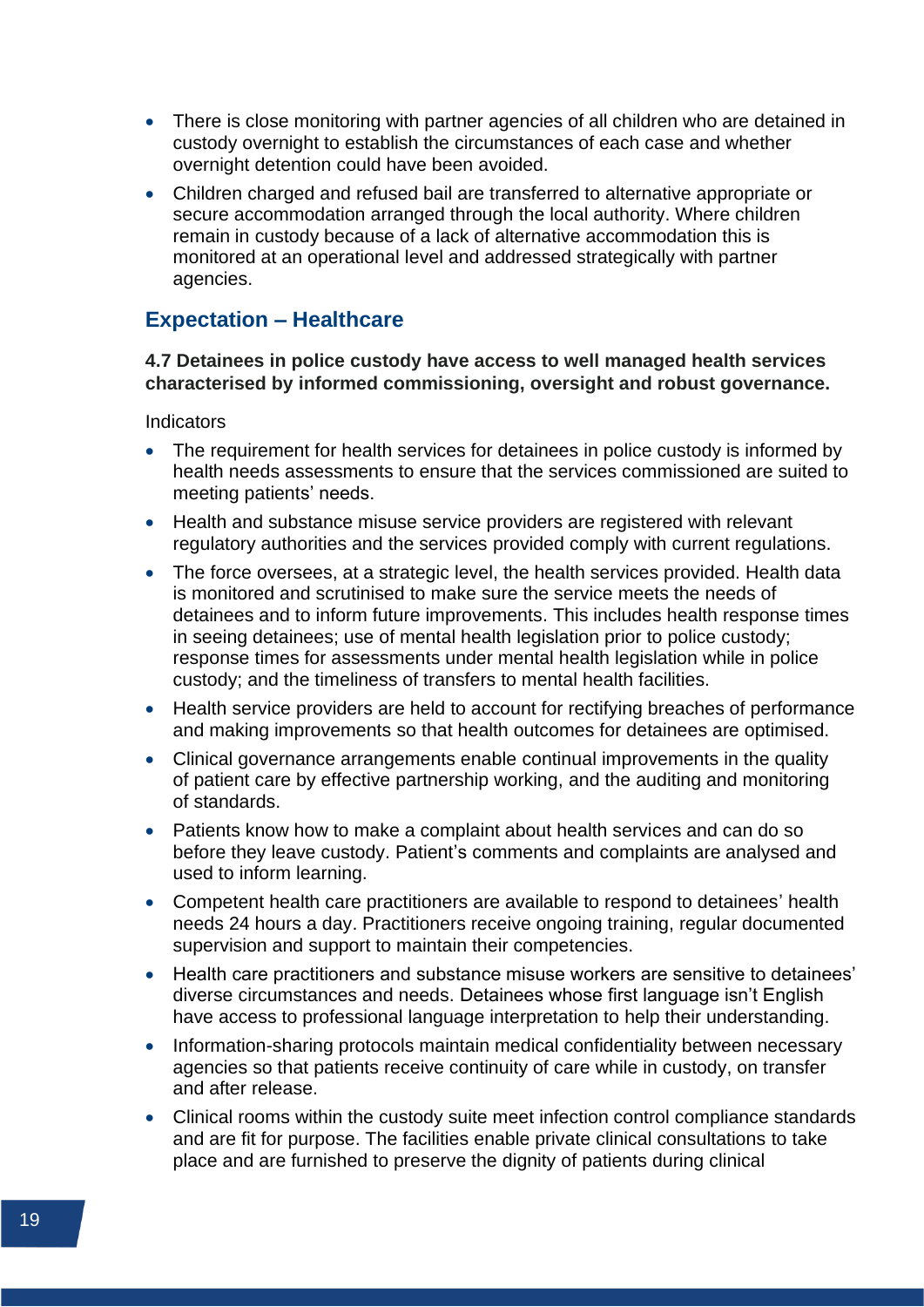- There is close monitoring with partner agencies of all children who are detained in custody overnight to establish the circumstances of each case and whether overnight detention could have been avoided.
- Children charged and refused bail are transferred to alternative appropriate or secure accommodation arranged through the local authority. Where children remain in custody because of a lack of alternative accommodation this is monitored at an operational level and addressed strategically with partner agencies.

## Expectation – Healthcare

**4.7 Detainees in police custody have access to well managed health services characterised by informed commissioning, oversight and robust governance.**

Indicators

- The requirement for health services for detainees in police custody is informed by health needs assessments to ensure that the services commissioned are suited to meeting patients' needs.
- Health and substance misuse service providers are registered with relevant regulatory authorities and the services provided comply with current regulations.
- The force oversees, at a strategic level, the health services provided. Health data is monitored and scrutinised to make sure the service meets the needs of detainees and to inform future improvements. This includes health response times in seeing detainees; use of mental health legislation prior to police custody; response times for assessments under mental health legislation while in police custody; and the timeliness of transfers to mental health facilities.
- Health service providers are held to account for rectifying breaches of performance and making improvements so that health outcomes for detainees are optimised.
- Clinical governance arrangements enable continual improvements in the quality of patient care by effective partnership working, and the auditing and monitoring of standards.
- Patients know how to make a complaint about health services and can do so before they leave custody. Patient's comments and complaints are analysed and used to inform learning.
- Competent health care practitioners are available to respond to detainees' health needs 24 hours a day. Practitioners receive ongoing training, regular documented supervision and support to maintain their competencies.
- Health care practitioners and substance misuse workers are sensitive to detainees' diverse circumstances and needs. Detainees whose first language isn't English have access to professional language interpretation to help their understanding.
- Information-sharing protocols maintain medical confidentiality between necessary agencies so that patients receive continuity of care while in custody, on transfer and after release.
- Clinical rooms within the custody suite meet infection control compliance standards and are fit for purpose. The facilities enable private clinical consultations to take place and are furnished to preserve the dignity of patients during clinical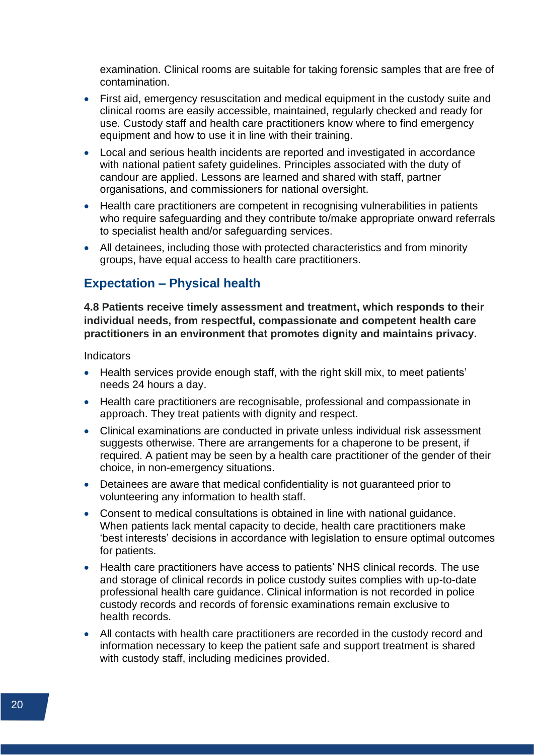examination. Clinical rooms are suitable for taking forensic samples that are free of contamination.

- First aid, emergency resuscitation and medical equipment in the custody suite and clinical rooms are easily accessible, maintained, regularly checked and ready for use. Custody staff and health care practitioners know where to find emergency equipment and how to use it in line with their training.
- Local and serious health incidents are reported and investigated in accordance with national patient safety guidelines. Principles associated with the duty of candour are applied. Lessons are learned and shared with staff, partner organisations, and commissioners for national oversight.
- Health care practitioners are competent in recognising vulnerabilities in patients who require safeguarding and they contribute to/make appropriate onward referrals to specialist health and/or safeguarding services.
- All detainees, including those with protected characteristics and from minority groups, have equal access to health care practitioners.

## Expectation – Physical health

**4.8 Patients receive timely assessment and treatment, which responds to their individual needs, from respectful, compassionate and competent health care practitioners in an environment that promotes dignity and maintains privacy.**

Indicators

- Health services provide enough staff, with the right skill mix, to meet patients' needs 24 hours a day.
- Health care practitioners are recognisable, professional and compassionate in approach. They treat patients with dignity and respect.
- Clinical examinations are conducted in private unless individual risk assessment suggests otherwise. There are arrangements for a chaperone to be present, if required. A patient may be seen by a health care practitioner of the gender of their choice, in non-emergency situations.
- Detainees are aware that medical confidentiality is not guaranteed prior to volunteering any information to health staff.
- Consent to medical consultations is obtained in line with national guidance. When patients lack mental capacity to decide, health care practitioners make 'best interests' decisions in accordance with legislation to ensure optimal outcomes for patients.
- Health care practitioners have access to patients' NHS clinical records. The use and storage of clinical records in police custody suites complies with up-to-date professional health care guidance. Clinical information is not recorded in police custody records and records of forensic examinations remain exclusive to health records.
- All contacts with health care practitioners are recorded in the custody record and information necessary to keep the patient safe and support treatment is shared with custody staff, including medicines provided.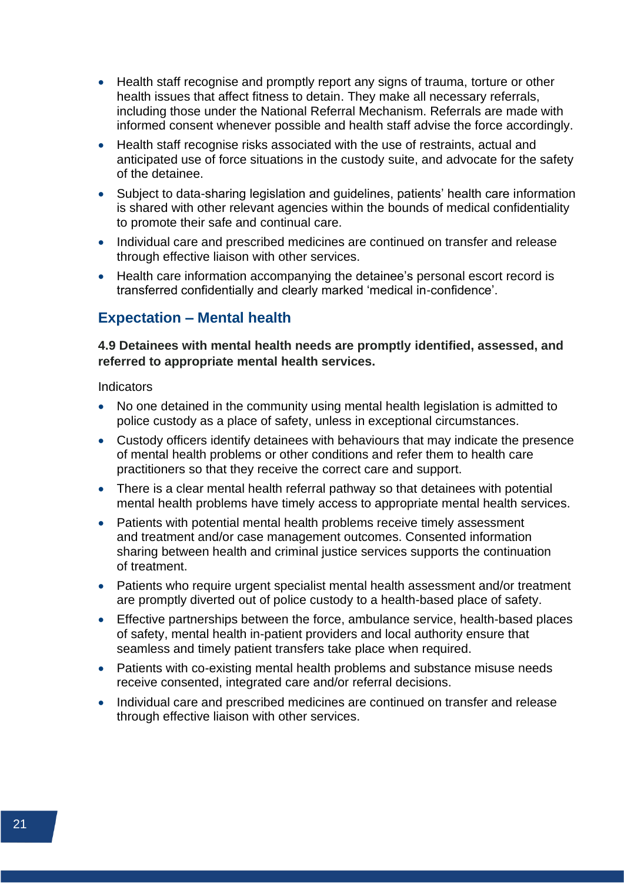- Health staff recognise and promptly report any signs of trauma, torture or other health issues that affect fitness to detain. They make all necessary referrals, including those under the National Referral Mechanism. Referrals are made with informed consent whenever possible and health staff advise the force accordingly.
- Health staff recognise risks associated with the use of restraints, actual and anticipated use of force situations in the custody suite, and advocate for the safety of the detainee.
- Subject to data-sharing legislation and guidelines, patients' health care information is shared with other relevant agencies within the bounds of medical confidentiality to promote their safe and continual care.
- Individual care and prescribed medicines are continued on transfer and release through effective liaison with other services.
- Health care information accompanying the detainee's personal escort record is transferred confidentially and clearly marked 'medical in-confidence'.

## Expectation – Mental health

**4.9 Detainees with mental health needs are promptly identified, assessed, and referred to appropriate mental health services.**

Indicators

- No one detained in the community using mental health legislation is admitted to police custody as a place of safety, unless in exceptional circumstances.
- Custody officers identify detainees with behaviours that may indicate the presence of mental health problems or other conditions and refer them to health care practitioners so that they receive the correct care and support.
- There is a clear mental health referral pathway so that detainees with potential mental health problems have timely access to appropriate mental health services.
- Patients with potential mental health problems receive timely assessment and treatment and/or case management outcomes. Consented information sharing between health and criminal justice services supports the continuation of treatment.
- Patients who require urgent specialist mental health assessment and/or treatment are promptly diverted out of police custody to a health-based place of safety.
- Effective partnerships between the force, ambulance service, health-based places of safety, mental health in-patient providers and local authority ensure that seamless and timely patient transfers take place when required.
- Patients with co-existing mental health problems and substance misuse needs receive consented, integrated care and/or referral decisions.
- Individual care and prescribed medicines are continued on transfer and release through effective liaison with other services.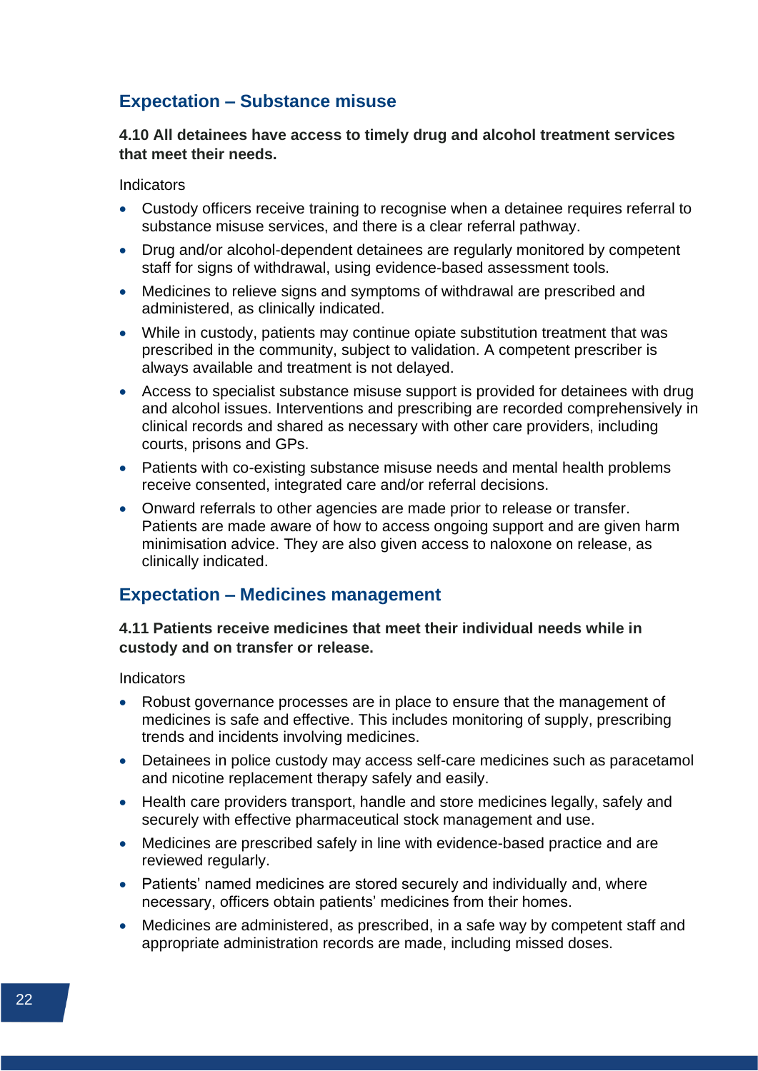## Expectation – Substance misuse

**4.10 All detainees have access to timely drug and alcohol treatment services that meet their needs.**

Indicators

- Custody officers receive training to recognise when a detainee requires referral to substance misuse services, and there is a clear referral pathway.
- Drug and/or alcohol-dependent detainees are regularly monitored by competent staff for signs of withdrawal, using evidence-based assessment tools.
- Medicines to relieve signs and symptoms of withdrawal are prescribed and administered, as clinically indicated.
- While in custody, patients may continue opiate substitution treatment that was prescribed in the community, subject to validation. A competent prescriber is always available and treatment is not delayed.
- Access to specialist substance misuse support is provided for detainees with drug and alcohol issues. Interventions and prescribing are recorded comprehensively in clinical records and shared as necessary with other care providers, including courts, prisons and GPs.
- Patients with co-existing substance misuse needs and mental health problems receive consented, integrated care and/or referral decisions.
- Onward referrals to other agencies are made prior to release or transfer. Patients are made aware of how to access ongoing support and are given harm minimisation advice. They are also given access to naloxone on release, as clinically indicated.

## Expectation – Medicines management

**4.11 Patients receive medicines that meet their individual needs while in custody and on transfer or release.**

Indicators

- Robust governance processes are in place to ensure that the management of medicines is safe and effective. This includes monitoring of supply, prescribing trends and incidents involving medicines.
- Detainees in police custody may access self-care medicines such as paracetamol and nicotine replacement therapy safely and easily.
- Health care providers transport, handle and store medicines legally, safely and securely with effective pharmaceutical stock management and use.
- Medicines are prescribed safely in line with evidence-based practice and are reviewed regularly.
- Patients' named medicines are stored securely and individually and, where necessary, officers obtain patients' medicines from their homes.
- Medicines are administered, as prescribed, in a safe way by competent staff and appropriate administration records are made, including missed doses.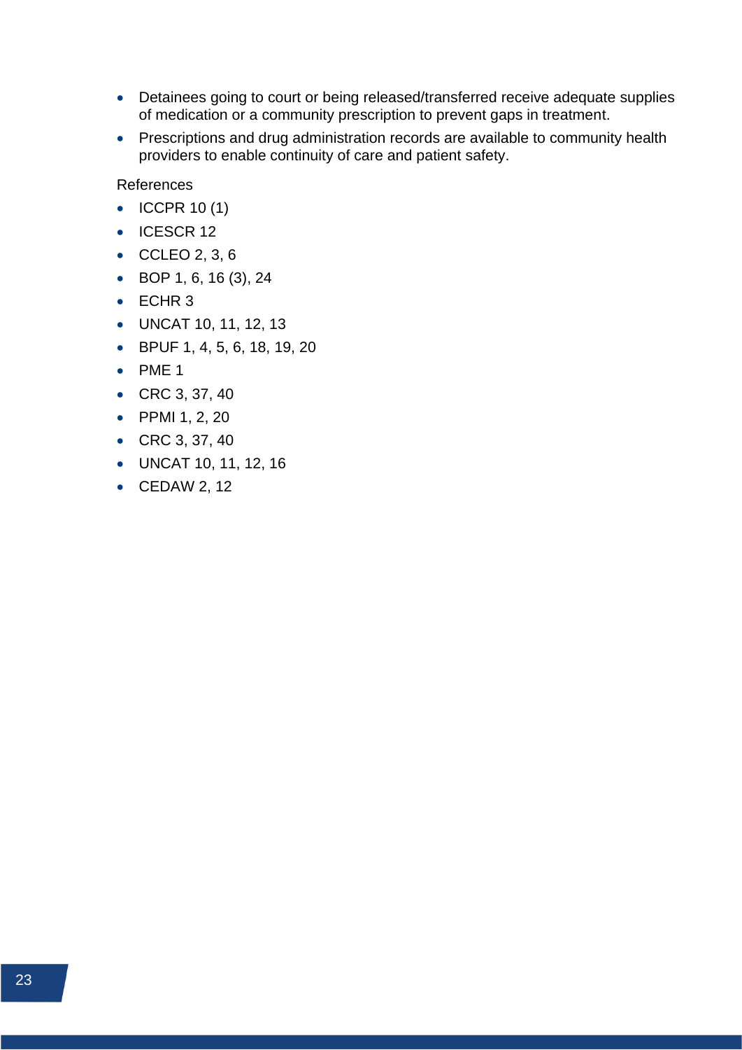- Detainees going to court or being released/transferred receive adequate supplies of medication or a community prescription to prevent gaps in treatment.
- Prescriptions and drug administration records are available to community health providers to enable continuity of care and patient safety.

References

- ICCPR 10 (1)
- ICESCR 12
- CCLEO 2, 3, 6
- BOP 1, 6, 16 (3), 24
- ECHR 3
- UNCAT 10, 11, 12, 13
- BPUF 1, 4, 5, 6, 18, 19, 20
- PME 1
- CRC 3, 37, 40
- PPMI 1, 2, 20
- CRC 3, 37, 40
- UNCAT 10, 11, 12, 16
- CEDAW 2, 12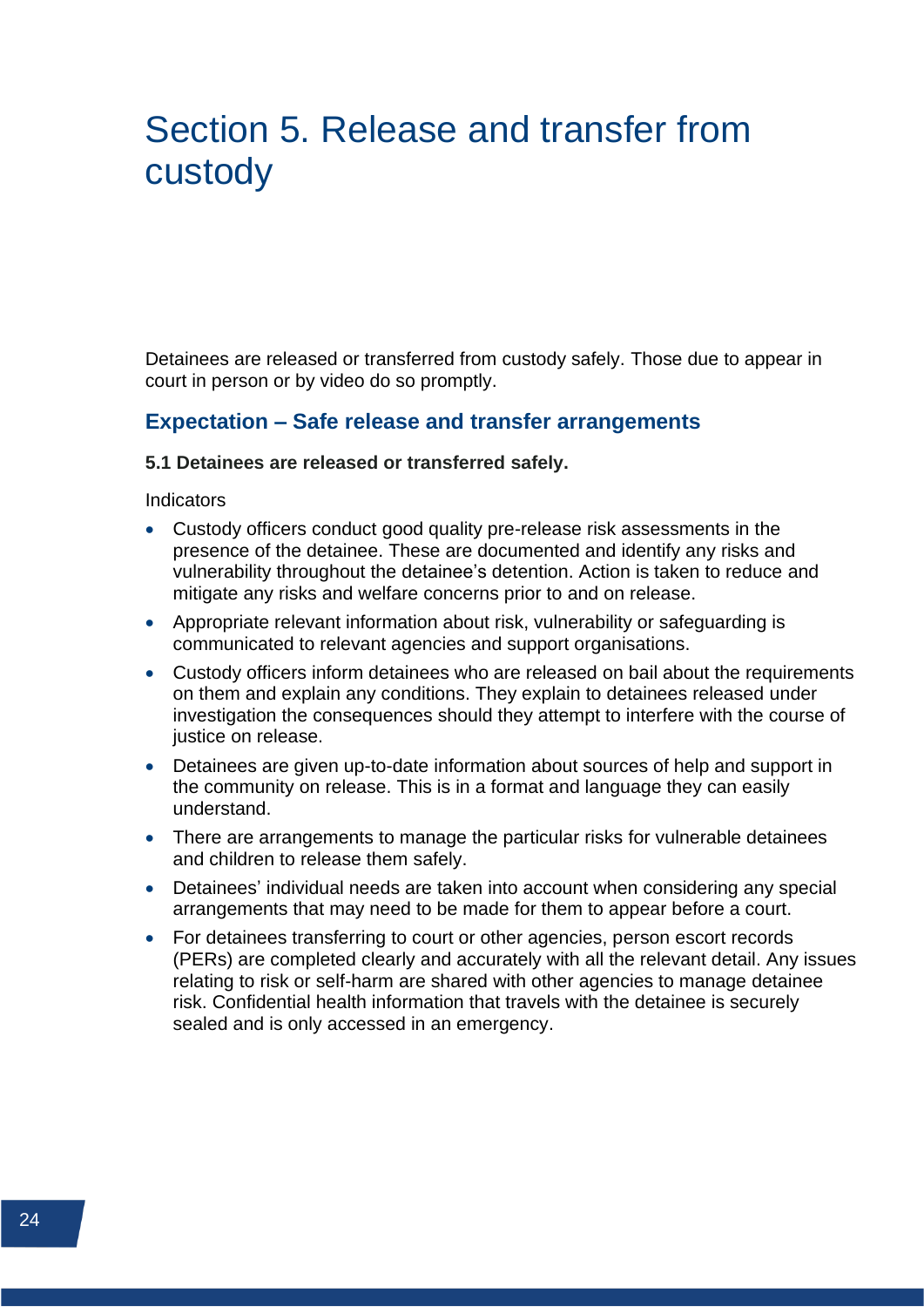# Section 5. Release and transfer from custody

Detainees are released or transferred from custody safely. Those due to appear in court in person or by video do so promptly.

## Expectation – Safe release and transfer arrangements

**5.1 Detainees are released or transferred safely.**

Indicators

- Custody officers conduct good quality pre-release risk assessments in the presence of the detainee. These are documented and identify any risks and vulnerability throughout the detainee's detention. Action is taken to reduce and mitigate any risks and welfare concerns prior to and on release.
- Appropriate relevant information about risk, vulnerability or safeguarding is communicated to relevant agencies and support organisations.
- Custody officers inform detainees who are released on bail about the requirements on them and explain any conditions. They explain to detainees released under investigation the consequences should they attempt to interfere with the course of justice on release.
- Detainees are given up-to-date information about sources of help and support in the community on release. This is in a format and language they can easily understand.
- There are arrangements to manage the particular risks for vulnerable detainees and children to release them safely.
- Detainees' individual needs are taken into account when considering any special arrangements that may need to be made for them to appear before a court.
- For detainees transferring to court or other agencies, person escort records (PERs) are completed clearly and accurately with all the relevant detail. Any issues relating to risk or self-harm are shared with other agencies to manage detainee risk. Confidential health information that travels with the detainee is securely sealed and is only accessed in an emergency.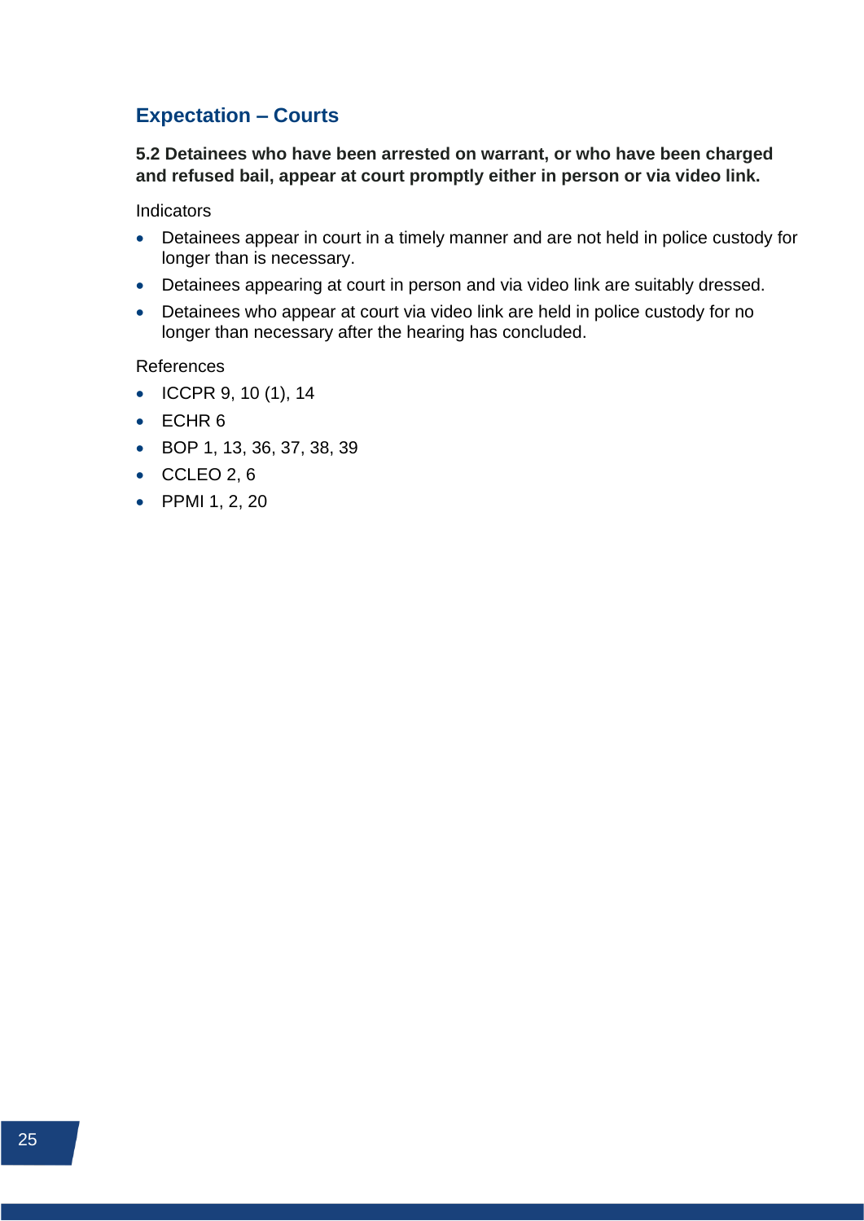## Expectation – Courts

**5.2 Detainees who have been arrested on warrant, or who have been charged and refused bail, appear at court promptly either in person or via video link.**

Indicators

- Detainees appear in court in a timely manner and are not held in police custody for longer than is necessary.
- Detainees appearing at court in person and via video link are suitably dressed.
- Detainees who appear at court via video link are held in police custody for no longer than necessary after the hearing has concluded.

References

- ICCPR 9, 10 (1), 14
- ECHR 6
- BOP 1, 13, 36, 37, 38, 39
- CCLEO 2, 6
- PPMI 1, 2, 20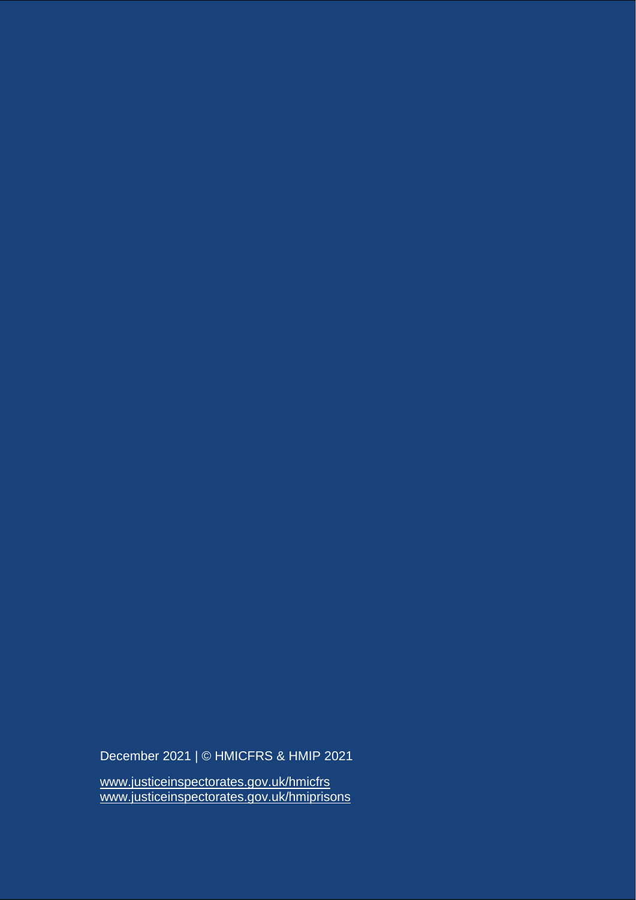December 2021 | © HMICFRS & HMIP 2021

www.justiceinspectorates.gov.uk/hmicfrs
www.justiceinspectorates.gov.uk/hmiprisons